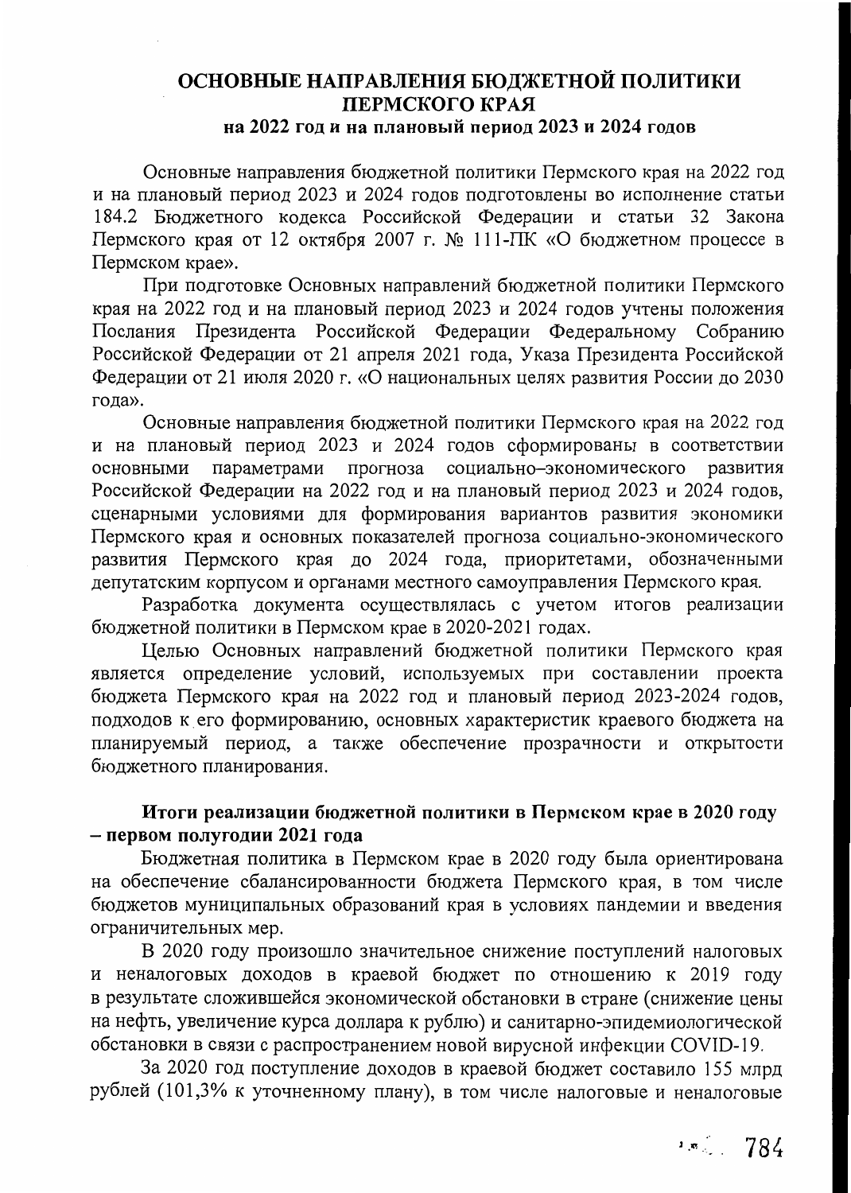# ОСНОВНЫЕ НАПРАВЛЕНИЯ БЮДЖЕТНОЙ ПОЛИТИКИ ПЕРМСКОГО КРАЯ

## на 2022 год и на плановый период 2023 и 2024 годов

Основные направления бюджетной политики Пермского края на 2022 год и на плановый период 2023 и 2024 годов подготовлены во исполнение статьи 184.2 Бюджетного кодекса Российской Федерации и статьи 32 Закона Пермского края от 12 октября 2007 г. № 111-ПК «О бюджетном процессе в Пермском крае».

При подготовке Основных направлений бюджетной политики Пермского края на 2022 год и на плановый период 2023 и 2024 годов учтены положения Послания Президента Российской Федерации Федеральному Собранию Российской Федерации от 21 апреля 2021 года, Указа Президента Российской Федерации от 21 июля 2020 г. «О национальных целях развития России до 2030 года».

Основные направления бюджетной политики Пермского края на 2022 год и на плановый период 2023 и 2024 годов сформированы в соответствии основными параметрами прогноза социально–экономического развития Российской Федерации на 2022 год и на плановый период 2023 и 2024 годов, сценарными условиями для формирования вариантов развития экономики Пермского края и основных показателей прогноза социально-экономического развития Пермского края до 2024 года, приоритетами, обозначенными депутатским корпусом и органами местного самоуправления Пермского края.

Разработка документа осуществлялась с учетом итогов реализации бюджетной политики в Пермском крае в 2020-2021 годах.

Целью Основных направлений бюджетной политики Пермского края является определение условий, используемых при составлении проекта бюджета Пермского края на 2022 год и плановый период 2023-2024 годов, подходов к его формированию, основных характеристик краевого бюджета на планируемый период, а также обеспечение прозрачности и открытости бюджетного планирования.

### Итоги реализации бюджетной политики в Пермском крае в 2020 году – первом полугодии 2021 года

Бюджетная политика в Пермском крае в 2020 году была ориентирована на обеспечение сбалансированности бюджета Пермского края, в том числе бюджетов муниципальных образований края в условиях пандемии и введения ограничительных мер.

В 2020 году произошло значительное снижение поступлений налоговых и неналоговых доходов в краевой бюджет по отношению к 2019 году в результате сложившейся экономической обстановки в стране (снижение цены на нефть, увеличение курса доллара к рублю) и санитарно-эпидемиологической обстановки в связи с распространением новой вирусной инфекции COVID-19.

За 2020 год поступление доходов в краевой бюджет составило 155 млрд рублей (101,3% к уточненному плану), в том числе налоговые и неналоговые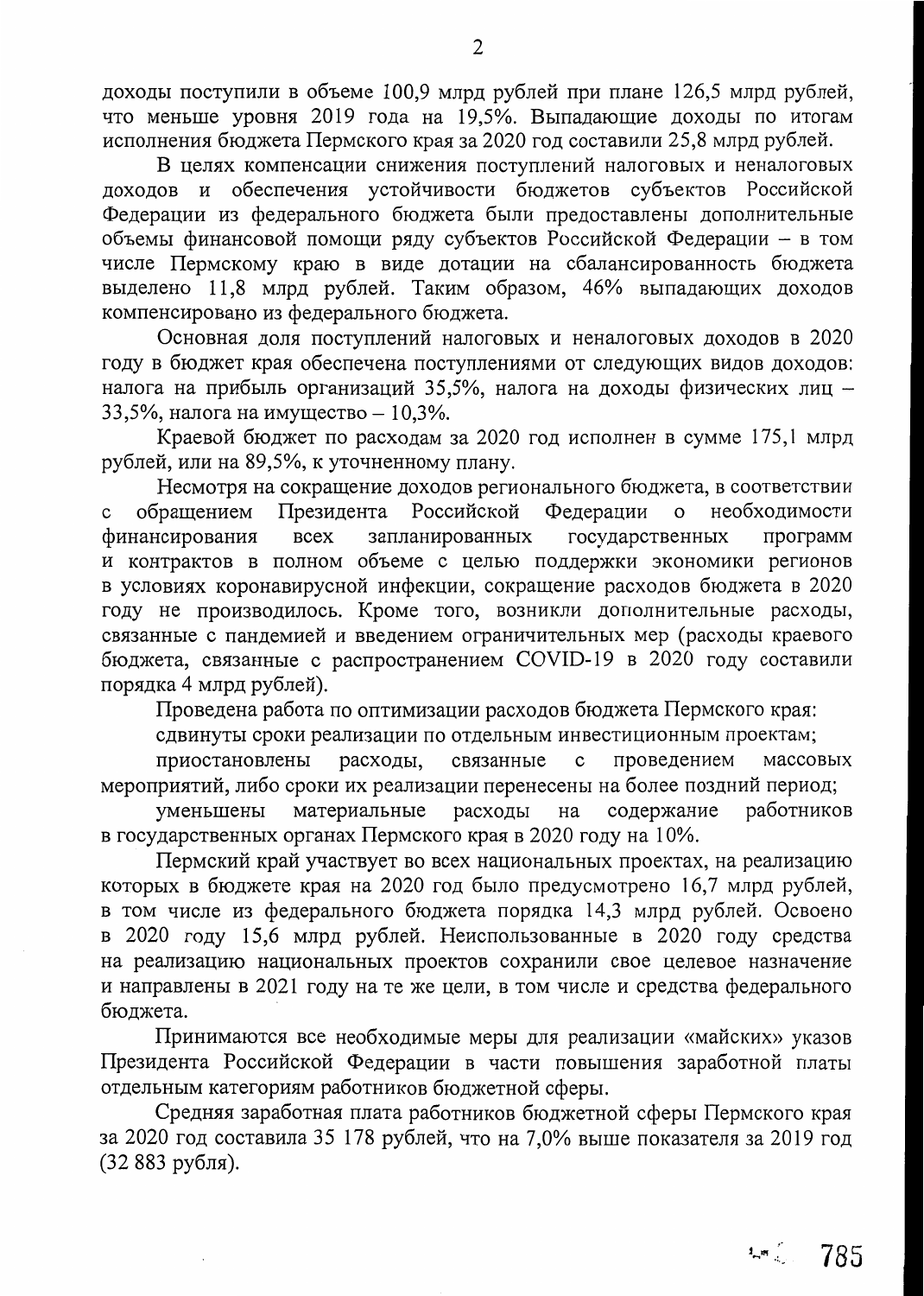доходы поступили в объеме 100,9 млрд рублей при плане 126,5 млрд рублей, что меньше уровня 2019 года на 19,5%. Выпадающие доходы по итогам исполнения бюджета Пермского края за 2020 год составили 25,8 млрд рублей.

В целях компенсации снижения поступлений налоговых и неналоговых доходов и обеспечения устойчивости бюджетов субъектов Российской Федерации из федерального бюджета были предоставлены дополнительные объемы финансовой помощи ряду субъектов Российской Федерации – в том числе Пермскому краю в виде дотации на сбалансированность бюджета выделено 11,8 млрд рублей. Таким образом, 46% выпадающих доходов компенсировано из федерального бюджета.

Основная доля поступлений налоговых и неналоговых доходов в 2020 году в бюджет края обеспечена поступлениями от следующих видов доходов: налога на прибыль организаций 35,5%, налога на доходы физических лиц – 33,5%, налога на имущество – 10,3%.

Краевой бюджет по расходам за 2020 год исполнен в сумме 175,1 млрд рублей, или на 89,5%, к уточненному плану.

Несмотря на сокращение доходов регионального бюджета, в соответствии с обращением Президента Российской Федерации о необходимости финансирования всех запланированных государственных программ и контрактов в полном объеме с целью поддержки экономики регионов в условиях коронавирусной инфекции, сокращение расходов бюджета в 2020 году не производилось. Кроме того, возникли дополнительные расходы, связанные с пандемией и введением ограничительных мер (расходы краевого бюджета, связанные с распространением COVID-19 в 2020 году составили порядка 4 млрд рублей).

Проведена работа по оптимизации расходов бюджета Пермского края:

сдвинуты сроки реализации по отдельным инвестиционным проектам;

приостановлены расходы, связанные с проведением массовых мероприятий, либо сроки их реализации перенесены на более поздний период;

уменьшены материальные расходы на содержание работников в государственных органах Пермского края в 2020 году на 10%.

Пермский край участвует во всех национальных проектах, на реализацию которых в бюджете края на 2020 год было предусмотрено 16,7 млрд рублей, в том числе из федерального бюджета порядка 14,3 млрд рублей. Освоено в 2020 году 15,6 млрд рублей. Неиспользованные в 2020 году средства на реализацию национальных проектов сохранили свое целевое назначение и направлены в 2021 году на те же цели, в том числе и средства федерального бюджета.

Принимаются все необходимые меры для реализации «майских» указов Президента Российской Федерации в части повышения заработной платы отдельным категориям работников бюджетной сферы.

Средняя заработная плата работников бюджетной сферы Пермского края за 2020 год составила 35 178 рублей, что на 7,0% выше показателя за 2019 год (32 883 рубля).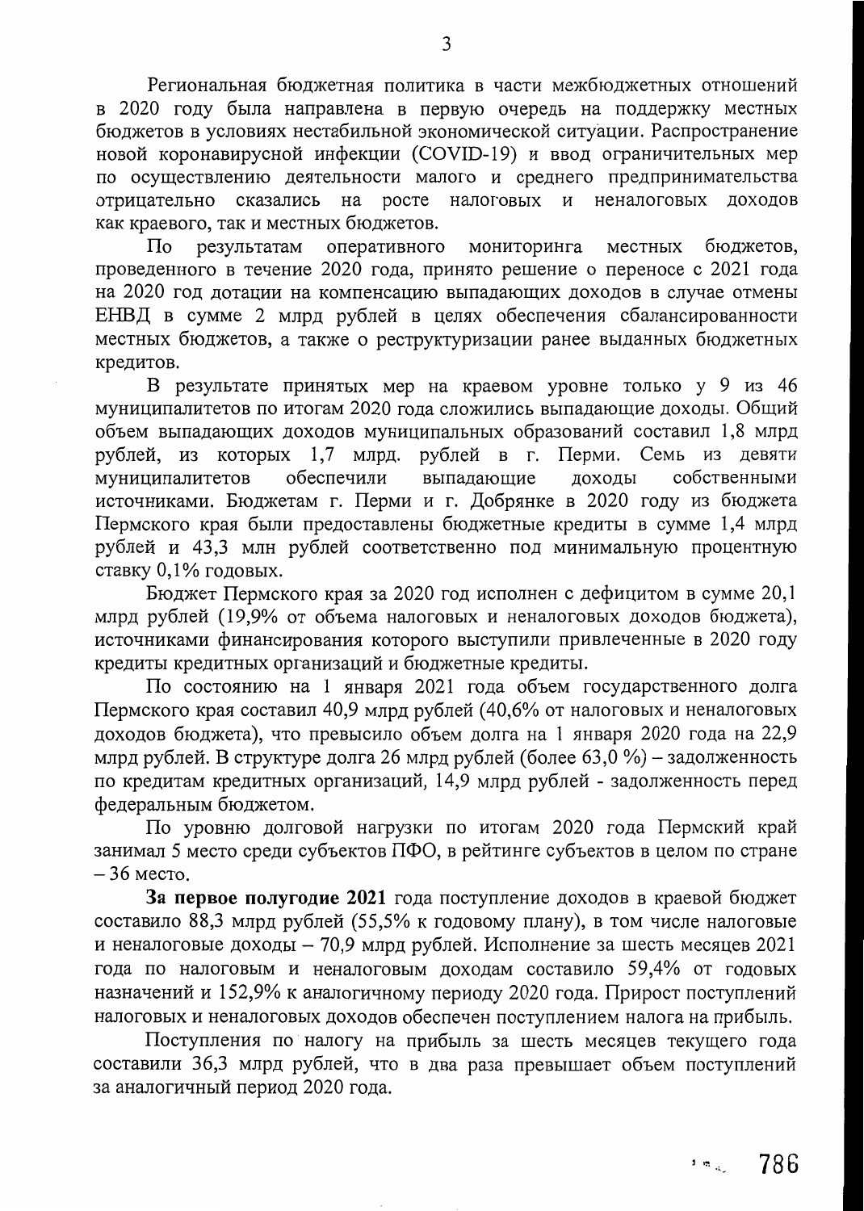Региональная бюджетная политика в части межбюджетных отношений в 2020 году была направлена в первую очередь на поддержку местных бюджетов в условиях нестабильной экономической ситуации. Распространение новой коронавирусной инфекции (COVID-19) и ввод ограничительных мер по осуществлению деятельности малого и среднего предпринимательства отрицательно сказались на росте налоговых и неналоговых доходов как краевого, так и местных бюджетов.

По результатам оперативного мониторинга местных бюджетов, проведенного в течение 2020 года, принято решение о переносе с 2021 года на 2020 год дотации на компенсацию выпадающих доходов в случае отмены ЕНВД в сумме 2 млрд рублей в целях обеспечения сбалансированности местных бюджетов, а также о реструктуризации ранее выданных бюджетных кредитов.

В результате принятых мер на краевом уровне только у 9 из 46 муниципалитетов по итогам 2020 года сложились выпадающие доходы. Общий объем выпадающих доходов муниципальных образований составил 1,8 млрд рублей, из которых 1,7 млрд. рублей в г. Перми. Семь из девяти муниципалитетов обеспечили выпадающие доходы собственными источниками. Бюджетам г. Перми и г. Добрянке в 2020 году из бюджета Пермского края были предоставлены бюджетные кредиты в сумме 1,4 млрд рублей и 43,3 млн рублей соответственно под минимальную процентную ставку 0,1% годовых.

Бюджет Пермского края за 2020 год исполнен с дефицитом в сумме 20,1 млрд рублей (19,9% от объема налоговых и неналоговых доходов бюджета), источниками финансирования которого выступили привлеченные в 2020 году кредиты кредитных организаций и бюджетные кредиты.

По состоянию на 1 января 2021 года объем государственного долга Пермского края составил 40,9 млрд рублей (40,6% от налоговых и неналоговых доходов бюджета), что превысило объем долга на 1 января 2020 года на 22,9 млрд рублей. В структуре долга 26 млрд рублей (более 63,0 %) – задолженность по кредитам кредитных организаций, 14,9 млрд рублей - задолженность перед федеральным бюджетом.

По уровню долговой нагрузки по итогам 2020 года Пермский край занимал 5 место среди субъектов ПФО, в рейтинге субъектов в целом по стране – 36 место.

**За первое полугодие 2021** года поступление доходов в краевой бюджет составило 88,3 млрд рублей (55,5% к годовому плану), в том числе налоговые и неналоговые доходы – 70,9 млрд рублей. Исполнение за шесть месяцев 2021 года по налоговым и неналоговым доходам составило 59,4% от годовых назначений и 152,9% к аналогичному периоду 2020 года. Прирост поступлений налоговых и неналоговых доходов обеспечен поступлением налога на прибыль.

Поступления по налогу на прибыль за шесть месяцев текущего года составили 36,3 млрд рублей, что в два раза превышает объем поступлений за аналогичный период 2020 года.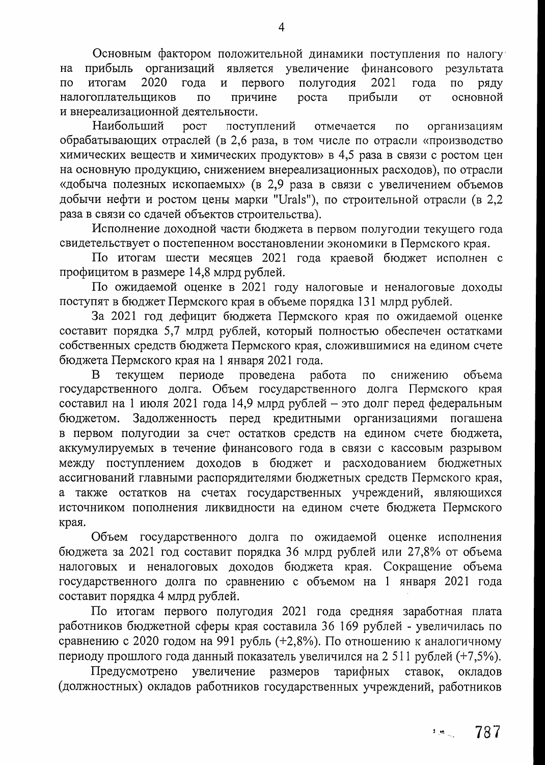Основным фактором положительной динамики поступления по налогу на прибыль организаций является увеличение финансового результата по итогам 2020 года и первого полугодия 2021 года по ряду налогоплательщиков по причине роста прибыли от основной и внереализационной деятельности.

Наибольший рост поступлений отмечается по организациям обрабатывающих отраслей (в 2,6 раза, в том числе по отрасли «производство химических веществ и химических продуктов» в 4,5 раза в связи с ростом цен на основную продукцию, снижением внереализационных расходов), по отрасли «добыча полезных ископаемых» (в 2,9 раза в связи с увеличением объемов добычи нефти и ростом цены марки "Urals"), по строительной отрасли (в 2,2 раза в связи со сдачей объектов строительства).

Исполнение доходной части бюджета в первом полугодии текущего года свидетельствует о постепенном восстановлении экономики в Пермского края.

По итогам шести месяцев 2021 года краевой бюджет исполнен с профицитом в размере 14,8 млрд рублей.

По ожидаемой оценке в 2021 году налоговые и неналоговые доходы поступят в бюджет Пермского края в объеме порядка 131 млрд рублей.

За 2021 год дефицит бюджета Пермского края по ожидаемой оценке составит порядка 5,7 млрд рублей, который полностью обеспечен остатками собственных средств бюджета Пермского края, сложившимися на едином счете бюджета Пермского края на 1 января 2021 года.

В текущем периоде проведена работа по снижению объема государственного долга. Объем государственного долга Пермского края составил на 1 июля 2021 года 14,9 млрд рублей – это долг перед федеральным бюджетом. Задолженность перед кредитными организациями погашена в первом полугодии за счет остатков средств на едином счете бюджета, аккумулируемых в течение финансового года в связи с кассовым разрывом между поступлением доходов в бюджет и расходованием бюджетных ассигнований главными распорядителями бюджетных средств Пермского края, а также остатков на счетах государственных учреждений, являющихся источником пополнения ликвидности на едином счете бюджета Пермского края.

Объем государственного долга по ожидаемой оценке исполнения бюджета за 2021 год составит порядка 36 млрд рублей или 27,8% от объема налоговых и неналоговых доходов бюджета края. Сокращение объема государственного долга по сравнению с объемом на 1 января 2021 года составит порядка 4 млрд рублей.

По итогам первого полугодия 2021 года средняя заработная плата работников бюджетной сферы края составила 36 169 рублей - увеличилась по сравнению с 2020 годом на 991 рубль (+2,8%). По отношению к аналогичному периоду прошлого года данный показатель увеличился на 2 511 рублей (+7,5%).

Предусмотрено увеличение размеров тарифных ставок, окладов (должностных) окладов работников государственных учреждений, работников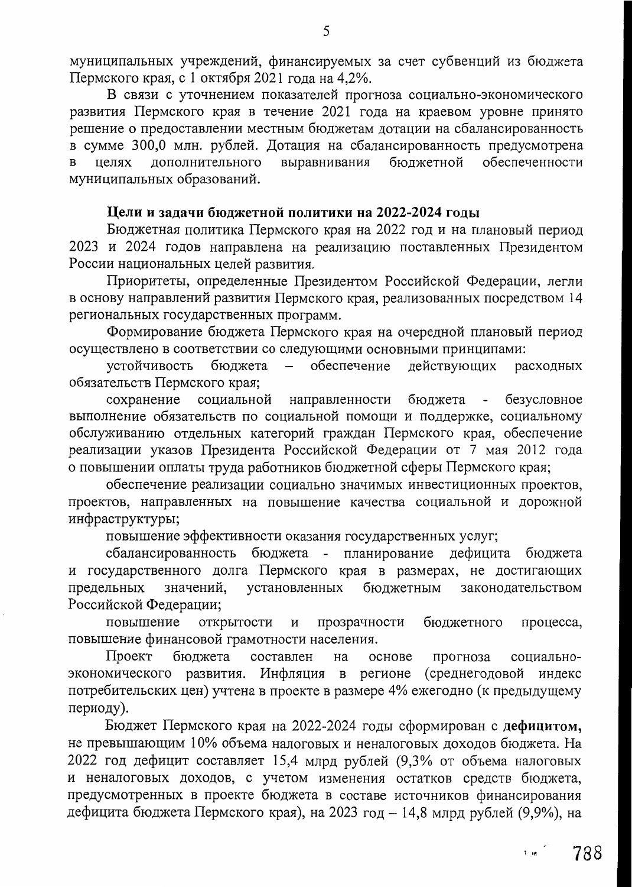муниципальных учреждений, финансируемых за счет субвенций из бюджета Пермского края, с 1 октября 2021 года на 4,2%.

В связи с уточнением показателей прогноза социально-экономического развития Пермского края в течение 2021 года на краевом уровне принято решение о предоставлении местным бюджетам дотации на сбалансированность в сумме 300,0 млн. рублей. Дотация на сбалансированность предусмотрена в целях дополнительного выравнивания бюджетной обеспеченности муниципальных образований.

**Цели и задачи бюджетной политики на 2022-2024 годы**

Бюджетная политика Пермского края на 2022 год и на плановый период 2023 и 2024 годов направлена на реализацию поставленных Президентом России национальных целей развития.

Приоритеты, определенные Президентом Российской Федерации, легли в основу направлений развития Пермского края, реализованных посредством 14 региональных государственных программ.

Формирование бюджета Пермского края на очередной плановый период осуществлено в соответствии со следующими основными принципами:

устойчивость бюджета – обеспечение действующих расходных обязательств Пермского края;

сохранение социальной направленности бюджета - безусловное выполнение обязательств по социальной помощи и поддержке, социальному обслуживанию отдельных категорий граждан Пермского края, обеспечение реализации указов Президента Российской Федерации от 7 мая 2012 года о повышении оплаты труда работников бюджетной сферы Пермского края;

обеспечение реализации социально значимых инвестиционных проектов, проектов, направленных на повышение качества социальной и дорожной инфраструктуры;

повышение эффективности оказания государственных услуг;

сбалансированность бюджета - планирование дефицита бюджета и государственного долга Пермского края в размерах, не достигающих предельных значений, установленных бюджетным законодательством Российской Федерации;

повышение открытости и прозрачности бюджетного процесса, повышение финансовой грамотности населения.

Проект бюджета составлен на основе прогноза социально-экономического развития. Инфляция в регионе (среднегодовой индекс потребительских цен) учтена в проекте в размере 4% ежегодно (к предыдущему периоду).

Бюджет Пермского края на 2022-2024 годы сформирован с **дефицитом,** не превышающим 10% объема налоговых и неналоговых доходов бюджета. На 2022 год дефицит составляет 15,4 млрд рублей (9,3% от объема налоговых и неналоговых доходов, с учетом изменения остатков средств бюджета, предусмотренных в проекте бюджета в составе источников финансирования дефицита бюджета Пермского края), на 2023 год – 14,8 млрд рублей (9,9%), на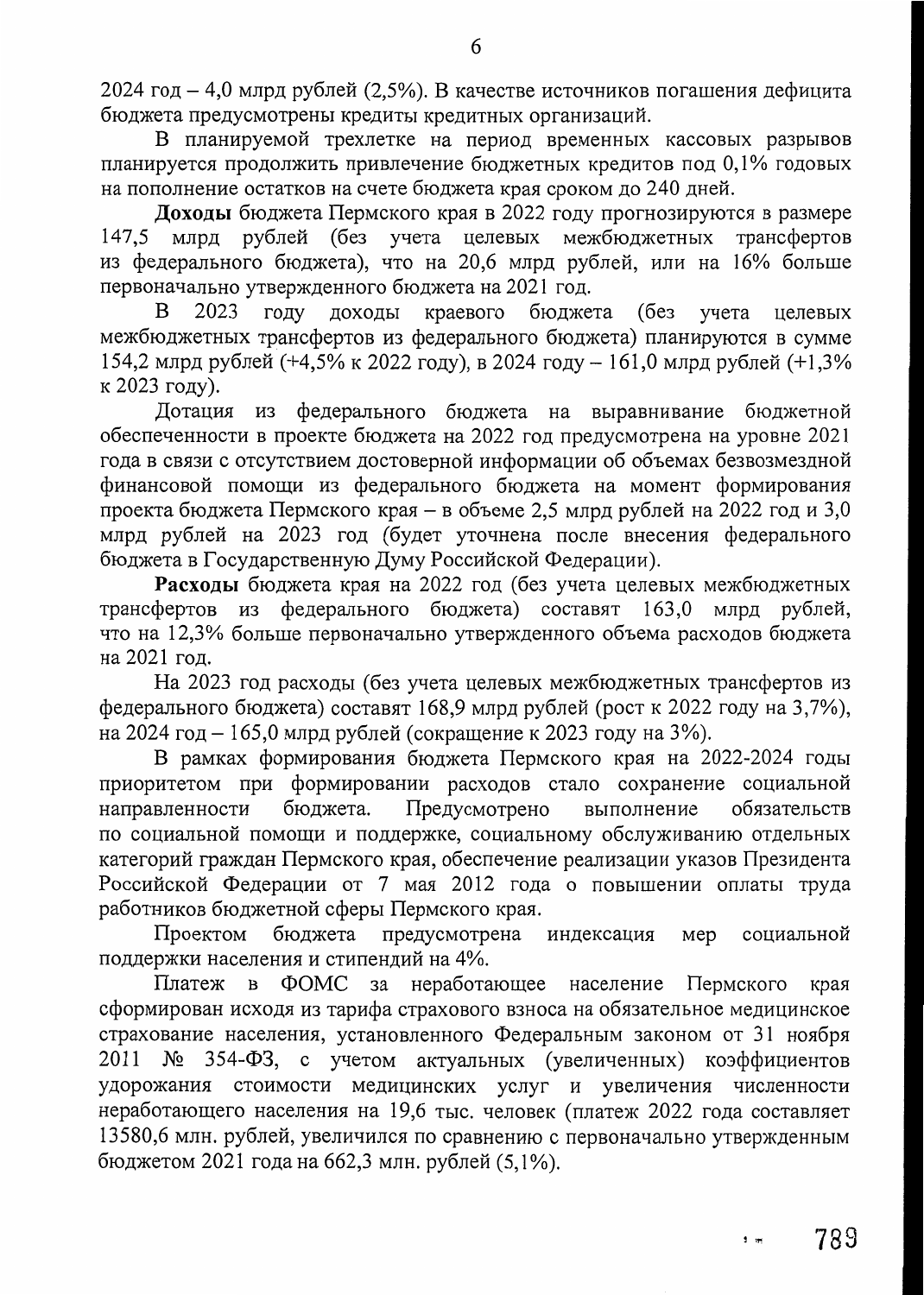2024 год – 4,0 млрд рублей (2,5%). В качестве источников погашения дефицита бюджета предусмотрены кредиты кредитных организаций.

В планируемой трехлетке на период временных кассовых разрывов планируется продолжить привлечение бюджетных кредитов под 0,1% годовых на пополнение остатков на счете бюджета края сроком до 240 дней.

**Доходы** бюджета Пермского края в 2022 году прогнозируются в размере 147,5 млрд рублей (без учета целевых межбюджетных трансфертов из федерального бюджета), что на 20,6 млрд рублей, или на 16% больше первоначально утвержденного бюджета на 2021 год.

В 2023 году доходы краевого бюджета (без учета целевых межбюджетных трансфертов из федерального бюджета) планируются в сумме 154,2 млрд рублей (+4,5% к 2022 году), в 2024 году – 161,0 млрд рублей (+1,3% к 2023 году).

Дотация из федерального бюджета на выравнивание бюджетной обеспеченности в проекте бюджета на 2022 год предусмотрена на уровне 2021 года в связи с отсутствием достоверной информации об объемах безвозмездной финансовой помощи из федерального бюджета на момент формирования проекта бюджета Пермского края – в объеме 2,5 млрд рублей на 2022 год и 3,0 млрд рублей на 2023 год (будет уточнена после внесения федерального бюджета в Государственную Думу Российской Федерации).

**Расходы** бюджета края на 2022 год (без учета целевых межбюджетных трансфертов из федерального бюджета) составят 163,0 млрд рублей, что на 12,3% больше первоначально утвержденного объема расходов бюджета на 2021 год.

На 2023 год расходы (без учета целевых межбюджетных трансфертов из федерального бюджета) составят 168,9 млрд рублей (рост к 2022 году на 3,7%), на 2024 год – 165,0 млрд рублей (сокращение к 2023 году на 3%).

В рамках формирования бюджета Пермского края на 2022-2024 годы приоритетом при формировании расходов стало сохранение социальной направленности бюджета. Предусмотрено выполнение обязательств по социальной помощи и поддержке, социальному обслуживанию отдельных категорий граждан Пермского края, обеспечение реализации указов Президента Российской Федерации от 7 мая 2012 года о повышении оплаты труда работников бюджетной сферы Пермского края.

Проектом бюджета предусмотрена индексация мер социальной поддержки населения и стипендий на 4%.

Платеж в ФОМС за неработающее население Пермского края сформирован исходя из тарифа страхового взноса на обязательное медицинское страхование населения, установленного Федеральным законом от 31 ноября 2011 № 354-ФЗ, с учетом актуальных (увеличенных) коэффициентов удорожания стоимости медицинских услуг и увеличения численности неработающего населения на 19,6 тыс. человек (платеж 2022 года составляет 13580,6 млн. рублей, увеличился по сравнению с первоначально утвержденным бюджетом 2021 года на 662,3 млн. рублей (5,1%).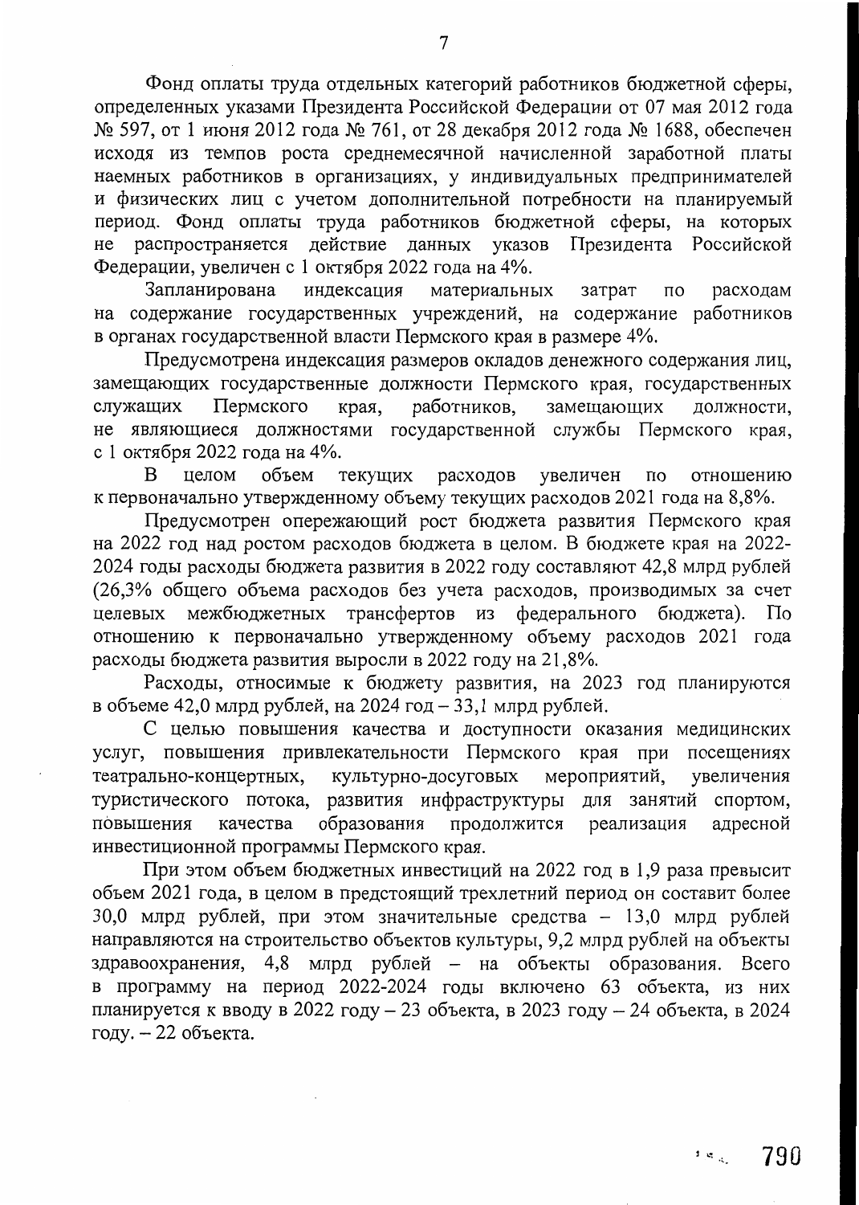Фонд оплаты труда отдельных категорий работников бюджетной сферы, определенных указами Президента Российской Федерации от 07 мая 2012 года № 597, от 1 июня 2012 года № 761, от 28 декабря 2012 года № 1688, обеспечен исходя из темпов роста среднемесячной начисленной заработной платы наемных работников в организациях, у индивидуальных предпринимателей и физических лиц с учетом дополнительной потребности на планируемый период. Фонд оплаты труда работников бюджетной сферы, на которых не распространяется действие данных указов Президента Российской Федерации, увеличен с 1 октября 2022 года на 4%.

Запланирована индексация материальных затрат по расходам на содержание государственных учреждений, на содержание работников в органах государственной власти Пермского края в размере 4%.

Предусмотрена индексация размеров окладов денежного содержания лиц, замещающих государственные должности Пермского края, государственных служащих Пермского края, работников, замещающих должности, не являющиеся должностями государственной службы Пермского края, с 1 октября 2022 года на 4%.

В целом объем текущих расходов увеличен по отношению к первоначально утвержденному объему текущих расходов 2021 года на 8,8%.

Предусмотрен опережающий рост бюджета развития Пермского края на 2022 год над ростом расходов бюджета в целом. В бюджете края на 2022-2024 годы расходы бюджета развития в 2022 году составляют 42,8 млрд рублей (26,3% общего объема расходов без учета расходов, производимых за счет целевых межбюджетных трансфертов из федерального бюджета). По отношению к первоначально утвержденному объему расходов 2021 года расходы бюджета развития выросли в 2022 году на 21,8%.

Расходы, относимые к бюджету развития, на 2023 год планируются в объеме 42,0 млрд рублей, на 2024 год – 33,1 млрд рублей.

С целью повышения качества и доступности оказания медицинских услуг, повышения привлекательности Пермского края при посещениях театрально-концертных, культурно-досуговых мероприятий, увеличения туристического потока, развития инфраструктуры для занятий спортом, повышения качества образования продолжится реализация адресной инвестиционной программы Пермского края.

При этом объем бюджетных инвестиций на 2022 год в 1,9 раза превысит объем 2021 года, в целом в предстоящий трехлетний период он составит более 30,0 млрд рублей, при этом значительные средства – 13,0 млрд рублей направляются на строительство объектов культуры, 9,2 млрд рублей на объекты здравоохранения, 4,8 млрд рублей – на объекты образования. Всего в программу на период 2022-2024 годы включено 63 объекта, из них планируется к вводу в 2022 году – 23 объекта, в 2023 году – 24 объекта, в 2024 году. – 22 объекта.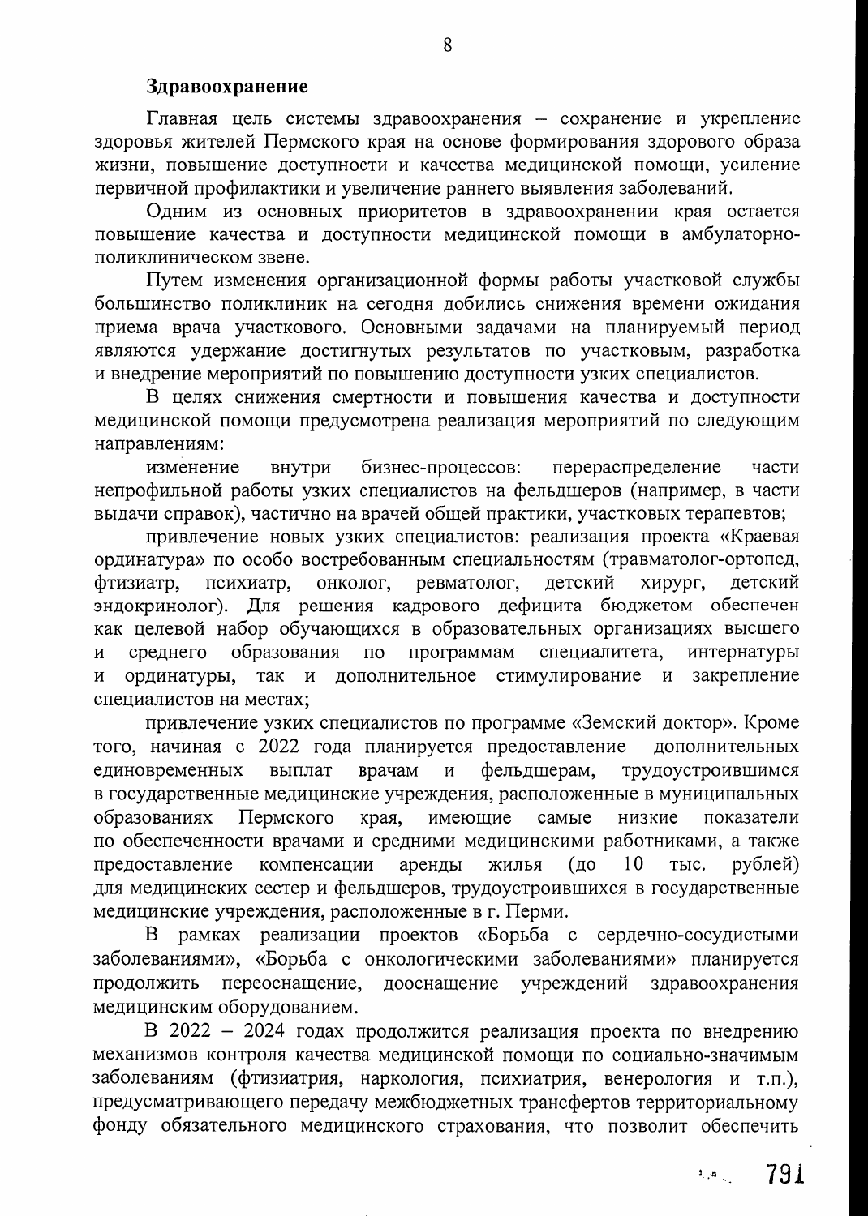**Здравоохранение**

Главная цель системы здравоохранения – сохранение и укрепление здоровья жителей Пермского края на основе формирования здорового образа жизни, повышение доступности и качества медицинской помощи, усиление первичной профилактики и увеличение раннего выявления заболеваний.

Одним из основных приоритетов в здравоохранении края остается повышение качества и доступности медицинской помощи в амбулаторно-поликлиническом звене.

Путем изменения организационной формы работы участковой службы большинство поликлиник на сегодня добились снижения времени ожидания приема врача участкового. Основными задачами на планируемый период являются удержание достигнутых результатов по участковым, разработка и внедрение мероприятий по повышению доступности узких специалистов.

В целях снижения смертности и повышения качества и доступности медицинской помощи предусмотрена реализация мероприятий по следующим направлениям:

изменение внутри бизнес-процессов: перераспределение части непрофильной работы узких специалистов на фельдшеров (например, в части выдачи справок), частично на врачей общей практики, участковых терапевтов;

привлечение новых узких специалистов: реализация проекта «Краевая ординатура» по особо востребованным специальностям (травматолог-ортопед, фтизиатр, психиатр, онколог, ревматолог, детский хирург, детский эндокринолог). Для решения кадрового дефицита бюджетом обеспечен как целевой набор обучающихся в образовательных организациях высшего и среднего образования по программам специалитета, интернатуры и ординатуры, так и дополнительное стимулирование и закрепление специалистов на местах;

привлечение узких специалистов по программе «Земский доктор». Кроме того, начиная с 2022 года планируется предоставление дополнительных единовременных выплат врачам и фельдшерам, трудоустроившимся в государственные медицинские учреждения, расположенные в муниципальных образованиях Пермского края, имеющие самые низкие показатели по обеспеченности врачами и средними медицинскими работниками, а также предоставление компенсации аренды жилья (до 10 тыс. рублей) для медицинских сестер и фельдшеров, трудоустроившихся в государственные медицинские учреждения, расположенные в г. Перми.

В рамках реализации проектов «Борьба с сердечно-сосудистыми заболеваниями», «Борьба с онкологическими заболеваниями» планируется продолжить переоснащение, дооснащение учреждений здравоохранения медицинским оборудованием.

В 2022 – 2024 годах продолжится реализация проекта по внедрению механизмов контроля качества медицинской помощи по социально-значимым заболеваниям (фтизиатрия, наркология, психиатрия, венерология и т.п.), предусматривающего передачу межбюджетных трансфертов территориальному фонду обязательного медицинского страхования, что позволит обеспечить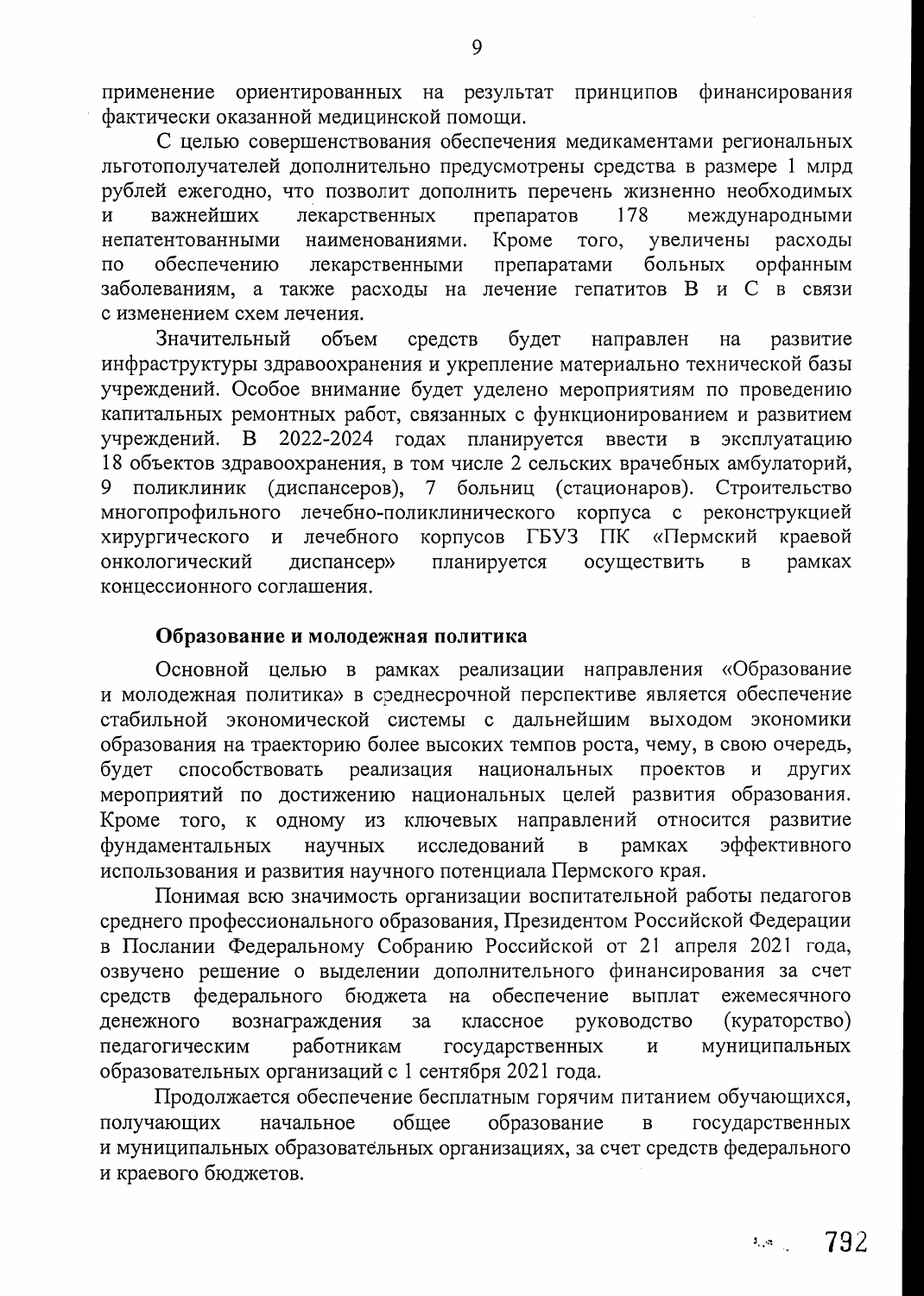применение ориентированных на результат принципов финансирования фактически оказанной медицинской помощи.

С целью совершенствования обеспечения медикаментами региональных льготополучателей дополнительно предусмотрены средства в размере 1 млрд рублей ежегодно, что позволит дополнить перечень жизненно необходимых и важнейших лекарственных препаратов 178 международными непатентованными наименованиями. Кроме того, увеличены расходы по обеспечению лекарственными препаратами больных орфанным заболеваниям, а также расходы на лечение гепатитов В и С в связи с изменением схем лечения.

Значительный объем средств будет направлен на развитие инфраструктуры здравоохранения и укрепление материально технической базы учреждений. Особое внимание будет уделено мероприятиям по проведению капитальных ремонтных работ, связанных с функционированием и развитием учреждений. В 2022-2024 годах планируется ввести в эксплуатацию 18 объектов здравоохранения, в том числе 2 сельских врачебных амбулаторий, 9 поликлиник (диспансеров), 7 больниц (стационаров). Строительство многопрофильного лечебно-поликлинического корпуса с реконструкцией хирургического и лечебного корпусов ГБУЗ ПК «Пермский краевой онкологический диспансер» планируется осуществить в рамках концессионного соглашения.

### Образование и молодежная политика

Основной целью в рамках реализации направления «Образование и молодежная политика» в среднесрочной перспективе является обеспечение стабильной экономической системы с дальнейшим выходом экономики образования на траекторию более высоких темпов роста, чему, в свою очередь, будет способствовать реализация национальных проектов и других мероприятий по достижению национальных целей развития образования. Кроме того, к одному из ключевых направлений относится развитие фундаментальных научных исследований в рамках эффективного использования и развития научного потенциала Пермского края.

Понимая всю значимость организации воспитательной работы педагогов среднего профессионального образования, Президентом Российской Федерации в Послании Федеральному Собранию Российской от 21 апреля 2021 года, озвучено решение о выделении дополнительного финансирования за счет средств федерального бюджета на обеспечение выплат ежемесячного денежного вознаграждения за классное руководство (кураторство) педагогическим работникам государственных и муниципальных образовательных организаций с 1 сентября 2021 года.

Продолжается обеспечение бесплатным горячим питанием обучающихся, получающих начальное общее образование в государственных и муниципальных образовательных организациях, за счет средств федерального и краевого бюджетов.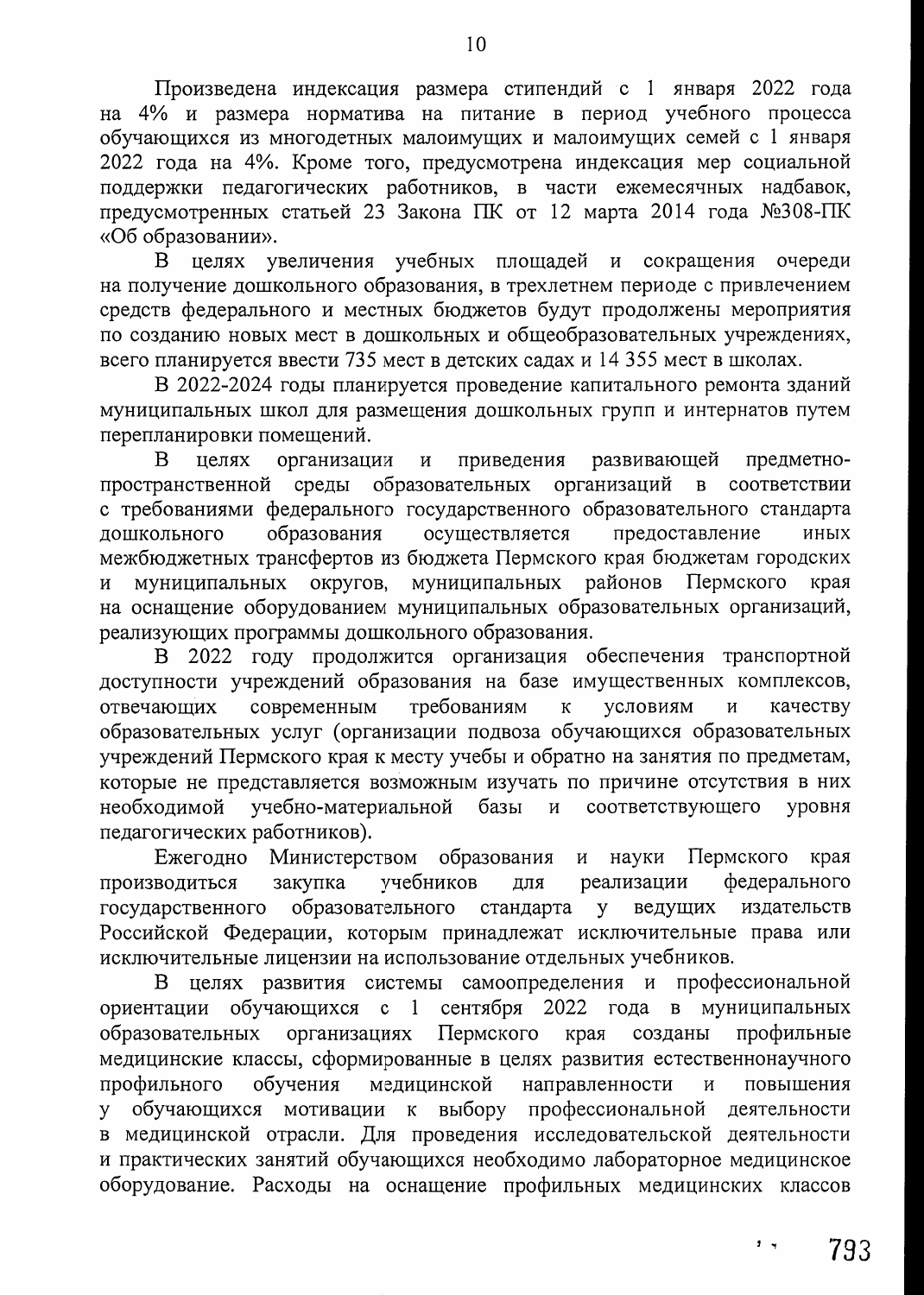Произведена индексация размера стипендий с 1 января 2022 года на 4% и размера норматива на питание в период учебного процесса обучающихся из многодетных малоимущих и малоимущих семей с 1 января 2022 года на 4%. Кроме того, предусмотрена индексация мер социальной поддержки педагогических работников, в части ежемесячных надбавок, предусмотренных статьей 23 Закона ПК от 12 марта 2014 года №308-ПК «Об образовании».

В целях увеличения учебных площадей и сокращения очереди на получение дошкольного образования, в трехлетнем периоде с привлечением средств федерального и местных бюджетов будут продолжены мероприятия по созданию новых мест в дошкольных и общеобразовательных учреждениях, всего планируется ввести 735 мест в детских садах и 14 355 мест в школах.

В 2022-2024 годы планируется проведение капитального ремонта зданий муниципальных школ для размещения дошкольных групп и интернатов путем перепланировки помещений.

В целях организации и приведения развивающей предметно-пространственной среды образовательных организаций в соответствии с требованиями федерального государственного образовательного стандарта дошкольного образования осуществляется предоставление иных межбюджетных трансфертов из бюджета Пермского края бюджетам городских и муниципальных округов, муниципальных районов Пермского края на оснащение оборудованием муниципальных образовательных организаций, реализующих программы дошкольного образования.

В 2022 году продолжится организация обеспечения транспортной доступности учреждений образования на базе имущественных комплексов, отвечающих современным требованиям к условиям и качеству образовательных услуг (организации подвоза обучающихся образовательных учреждений Пермского края к месту учебы и обратно на занятия по предметам, которые не представляется возможным изучать по причине отсутствия в них необходимой учебно-материальной базы и соответствующего уровня педагогических работников).

Ежегодно Министерством образования и науки Пермского края производиться закупка учебников для реализации федерального государственного образовательного стандарта у ведущих издательств Российской Федерации, которым принадлежат исключительные права или исключительные лицензии на использование отдельных учебников.

В целях развития системы самоопределения и профессиональной ориентации обучающихся с 1 сентября 2022 года в муниципальных образовательных организациях Пермского края созданы профильные медицинские классы, сформированные в целях развития естественнонаучного профильного обучения медицинской направленности и повышения у обучающихся мотивации к выбору профессиональной деятельности в медицинской отрасли. Для проведения исследовательской деятельности и практических занятий обучающихся необходимо лабораторное медицинское оборудование. Расходы на оснащение профильных медицинских классов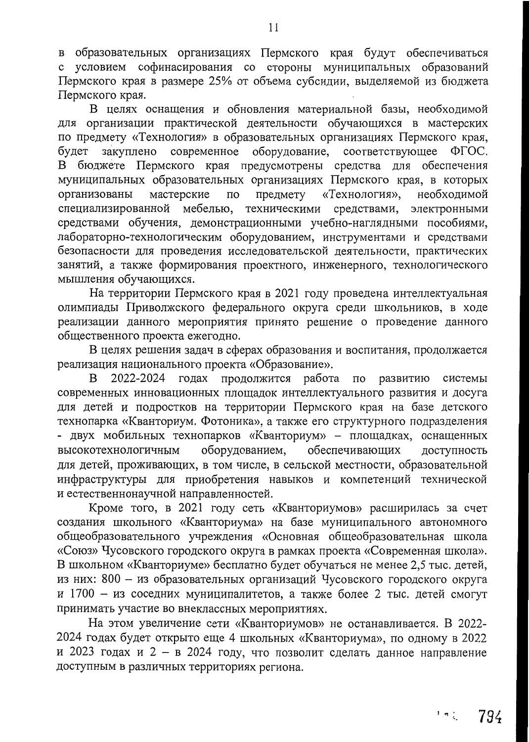в образовательных организациях Пермского края будут обеспечиваться с условием софинасирования со стороны муниципальных образований Пермского края в размере 25% от объема субсидии, выделяемой из бюджета Пермского края.

В целях оснащения и обновления материальной базы, необходимой для организации практической деятельности обучающихся в мастерских по предмету «Технология» в образовательных организациях Пермского края, будет закуплено современное оборудование, соответствующее ФГОС. В бюджете Пермского края предусмотрены средства для обеспечения муниципальных образовательных организациях Пермского края, в которых организованы мастерские по предмету «Технология», необходимой специализированной мебелью, техническими средствами, электронными средствами обучения, демонстрационными учебно-наглядными пособиями, лабораторно-технологическим оборудованием, инструментами и средствами безопасности для проведения исследовательской деятельности, практических занятий, а также формирования проектного, инженерного, технологического мышления обучающихся.

На территории Пермского края в 2021 году проведена интеллектуальная олимпиады Приволжского федерального округа среди школьников, в ходе реализации данного мероприятия принято решение о проведение данного общественного проекта ежегодно.

В целях решения задач в сферах образования и воспитания, продолжается реализация национального проекта «Образование».

В 2022-2024 годах продолжится работа по развитию системы современных инновационных площадок интеллектуального развития и досуга для детей и подростков на территории Пермского края на базе детского технопарка «Кванториум. Фотоника», а также его структурного подразделения - двух мобильных технопарков «Кванториум» – площадках, оснащенных высокотехнологичным оборудованием, обеспечивающих доступность для детей, проживающих, в том числе, в сельской местности, образовательной инфраструктуры для приобретения навыков и компетенций технической и естественнонаучной направленностей.

Кроме того, в 2021 году сеть «Кванториумов» расширилась за счет создания школьного «Кванториума» на базе муниципального автономного общеобразовательного учреждения «Основная общеобразовательная школа «Союз» Чусовского городского округа в рамках проекта «Современная школа». В школьном «Кванториуме» бесплатно будет обучаться не менее 2,5 тыс. детей, из них: 800 – из образовательных организаций Чусовского городского округа и 1700 – из соседних муниципалитетов, а также более 2 тыс. детей смогут принимать участие во внеклассных мероприятиях.

На этом увеличение сети «Кванториумов» не останавливается. В 2022-2024 годах будет открыто еще 4 школьных «Кванториума», по одному в 2022 и 2023 годах и 2 – в 2024 году, что позволит сделать данное направление доступным в различных территориях региона.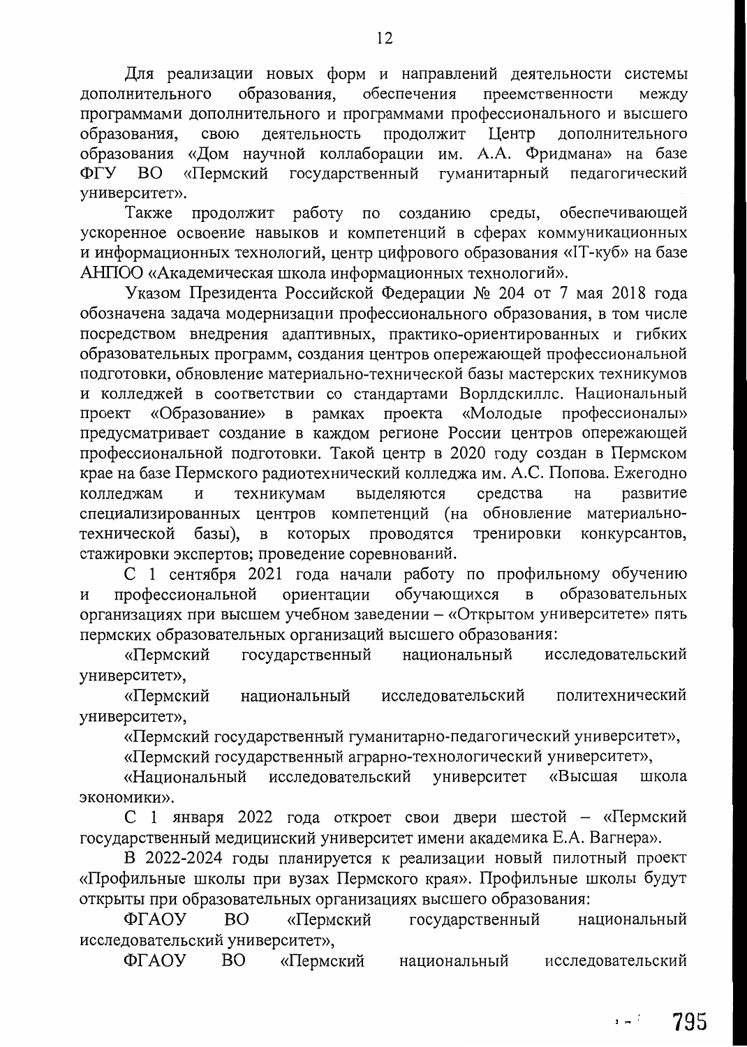Для реализации новых форм и направлений деятельности системы дополнительного образования, обеспечения преемственности между программами дополнительного и программами профессионального и высшего образования, свою деятельность продолжит Центр дополнительного образования «Дом научной коллаборации им. А.А. Фридмана» на базе ФГУ ВО «Пермский государственный гуманитарный педагогический университет».

Также продолжит работу по созданию среды, обеспечивающей ускоренное освоение навыков и компетенций в сферах коммуникационных и информационных технологий, центр цифрового образования «IT-куб» на базе АНПОО «Академическая школа информационных технологий».

Указом Президента Российской Федерации № 204 от 7 мая 2018 года обозначена задача модернизации профессионального образования, в том числе посредством внедрения адаптивных, практико-ориентированных и гибких образовательных программ, создания центров опережающей профессиональной подготовки, обновление материально-технической базы мастерских техникумов и колледжей в соответствии со стандартами Ворлдскиллс. Национальный проект «Образование» в рамках проекта «Молодые профессионалы» предусматривает создание в каждом регионе России центров опережающей профессиональной подготовки. Такой центр в 2020 году создан в Пермском крае на базе Пермского радиотехнический колледжа им. А.С. Попова. Ежегодно колледжам и техникумам выделяются средства на развитие специализированных центров компетенций (на обновление материально-технической базы), в которых проводятся тренировки конкурсантов, стажировки экспертов; проведение соревнований.

С 1 сентября 2021 года начали работу по профильному обучению и профессиональной ориентации обучающихся в образовательных организациях при высшем учебном заведении – «Открытом университете» пять пермских образовательных организаций высшего образования:

«Пермский государственный национальный исследовательский университет»,

«Пермский национальный исследовательский политехнический университет»,

«Пермский государственный гуманитарно-педагогический университет»,

«Пермский государственный аграрно-технологический университет»,

«Национальный исследовательский университет «Высшая школа экономики».

С 1 января 2022 года откроет свои двери шестой – «Пермский государственный медицинский университет имени академика Е.А. Вагнера».

В 2022-2024 годы планируется к реализации новый пилотный проект «Профильные школы при вузах Пермского края». Профильные школы будут открыты при образовательных организациях высшего образования:

ФГАОУ ВО «Пермский государственный национальный исследовательский университет»,

ФГАОУ ВО «Пермский национальный исследовательский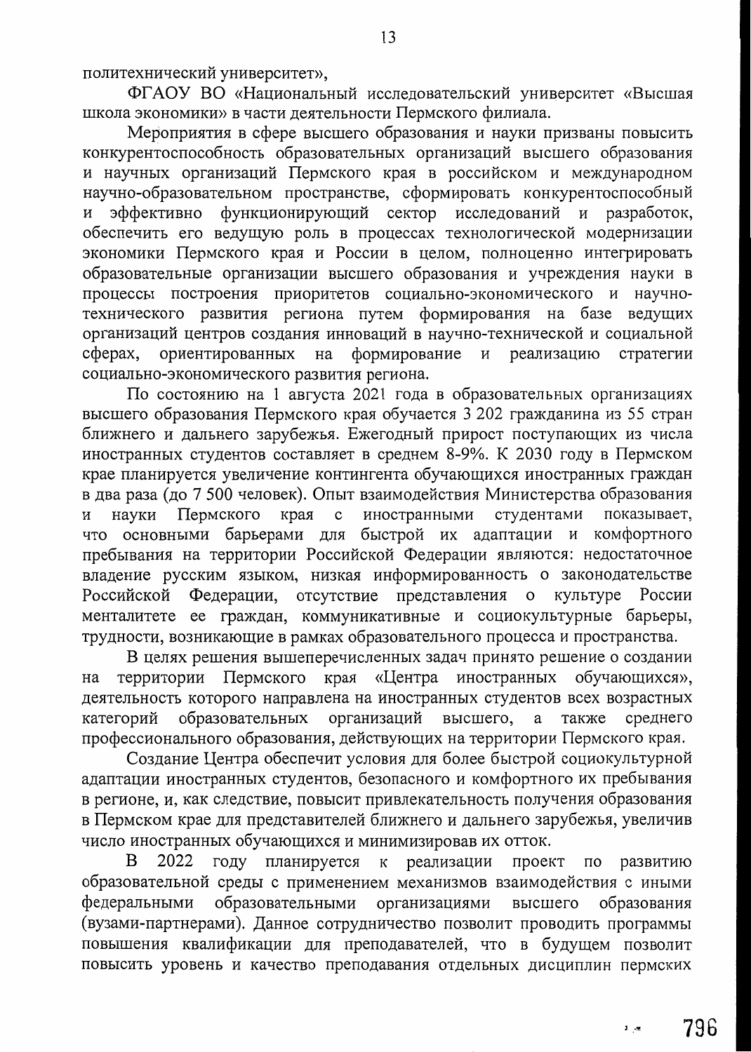политехнический университет»,

ФГАОУ ВО «Национальный исследовательский университет «Высшая школа экономики» в части деятельности Пермского филиала.

Мероприятия в сфере высшего образования и науки призваны повысить конкурентоспособность образовательных организаций высшего образования и научных организаций Пермского края в российском и международном научно-образовательном пространстве, сформировать конкурентоспособный и эффективно функционирующий сектор исследований и разработок, обеспечить его ведущую роль в процессах технологической модернизации экономики Пермского края и России в целом, полноценно интегрировать образовательные организации высшего образования и учреждения науки в процессы построения приоритетов социально-экономического и научно-технического развития региона путем формирования на базе ведущих организаций центров создания инноваций в научно-технической и социальной сферах, ориентированных на формирование и реализацию стратегии социально-экономического развития региона.

По состоянию на 1 августа 2021 года в образовательных организациях высшего образования Пермского края обучается 3 202 гражданина из 55 стран ближнего и дальнего зарубежья. Ежегодный прирост поступающих из числа иностранных студентов составляет в среднем 8-9%. К 2030 году в Пермском крае планируется увеличение контингента обучающихся иностранных граждан в два раза (до 7 500 человек). Опыт взаимодействия Министерства образования и науки Пермского края с иностранными студентами показывает, что основными барьерами для быстрой их адаптации и комфортного пребывания на территории Российской Федерации являются: недостаточное владение русским языком, низкая информированность о законодательстве Российской Федерации, отсутствие представления о культуре России менталитете ее граждан, коммуникативные и социокультурные барьеры, трудности, возникающие в рамках образовательного процесса и пространства.

В целях решения вышеперечисленных задач принято решение о создании на территории Пермского края «Центра иностранных обучающихся», деятельность которого направлена на иностранных студентов всех возрастных категорий образовательных организаций высшего, а также среднего профессионального образования, действующих на территории Пермского края.

Создание Центра обеспечит условия для более быстрой социокультурной адаптации иностранных студентов, безопасного и комфортного их пребывания в регионе, и, как следствие, повысит привлекательность получения образования в Пермском крае для представителей ближнего и дальнего зарубежья, увеличив число иностранных обучающихся и минимизировав их отток.

В 2022 году планируется к реализации проект по развитию образовательной среды с применением механизмов взаимодействия с иными федеральными образовательными организациями высшего образования (вузами-партнерами). Данное сотрудничество позволит проводить программы повышения квалификации для преподавателей, что в будущем позволит повысить уровень и качество преподавания отдельных дисциплин пермских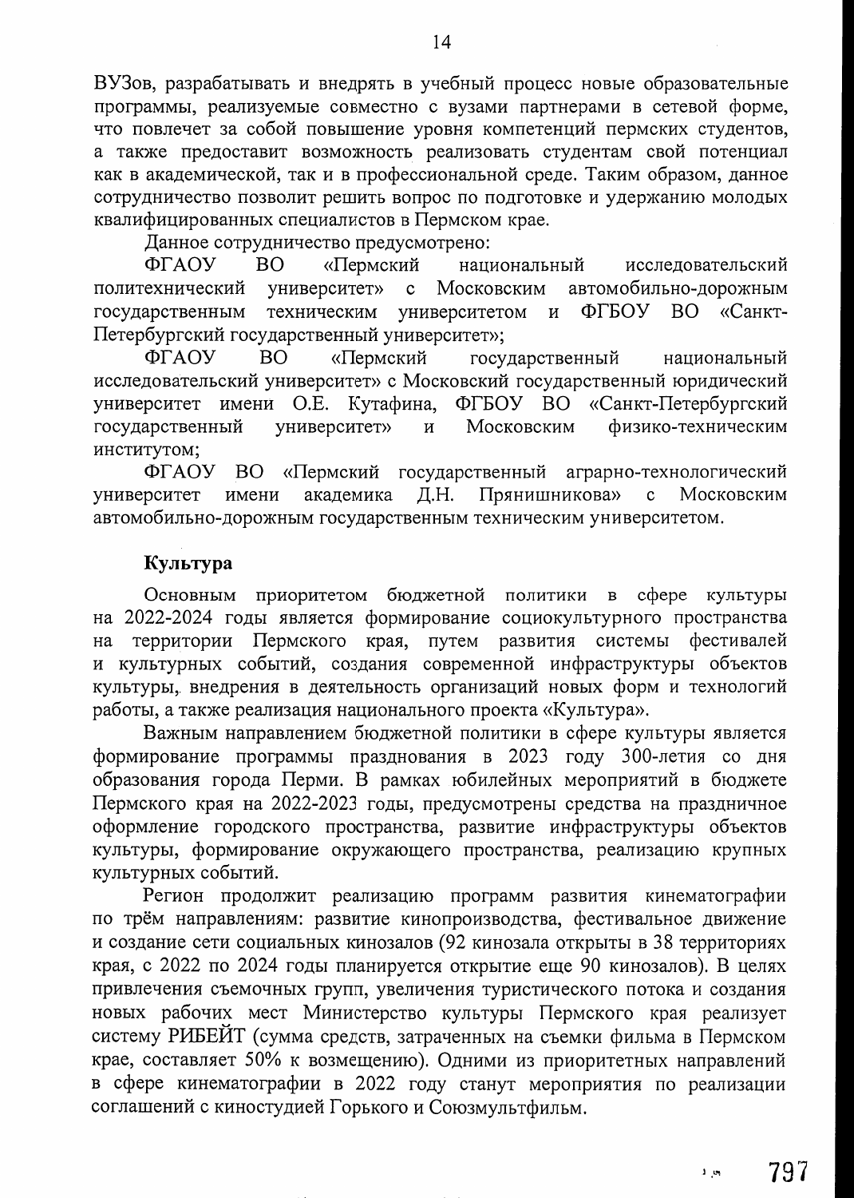ВУЗов, разрабатывать и внедрять в учебный процесс новые образовательные программы, реализуемые совместно с вузами партнерами в сетевой форме, что повлечет за собой повышение уровня компетенций пермских студентов, а также предоставит возможность реализовать студентам свой потенциал как в академической, так и в профессиональной среде. Таким образом, данное сотрудничество позволит решить вопрос по подготовке и удержанию молодых квалифицированных специалистов в Пермском крае.

Данное сотрудничество предусмотрено:

ФГАОУ ВО «Пермский национальный исследовательский политехнический университет» с Московским автомобильно-дорожным государственным техническим университетом и ФГБОУ ВО «Санкт-Петербургский государственный университет»;

ФГАОУ ВО «Пермский государственный национальный исследовательский университет» с Московский государственный юридический университет имени О.Е. Кутафина, ФГБОУ ВО «Санкт-Петербургский государственный университет» и Московским физико-техническим институтом;

ФГАОУ ВО «Пермский государственный аграрно-технологический университет имени академика Д.Н. Прянишникова» с Московским автомобильно-дорожным государственным техническим университетом.

**Культура**

Основным приоритетом бюджетной политики в сфере культуры на 2022-2024 годы является формирование социокультурного пространства на территории Пермского края, путем развития системы фестивалей и культурных событий, создания современной инфраструктуры объектов культуры, внедрения в деятельность организаций новых форм и технологий работы, а также реализация национального проекта «Культура».

Важным направлением бюджетной политики в сфере культуры является формирование программы празднования в 2023 году 300-летия со дня образования города Перми. В рамках юбилейных мероприятий в бюджете Пермского края на 2022-2023 годы, предусмотрены средства на праздничное оформление городского пространства, развитие инфраструктуры объектов культуры, формирование окружающего пространства, реализацию крупных культурных событий.

Регион продолжит реализацию программ развития кинематографии по трём направлениям: развитие кинопроизводства, фестивальное движение и создание сети социальных кинозалов (92 кинозала открыты в 38 территориях края, с 2022 по 2024 годы планируется открытие еще 90 кинозалов). В целях привлечения съемочных групп, увеличения туристического потока и создания новых рабочих мест Министерство культуры Пермского края реализует систему РИБЕЙТ (сумма средств, затраченных на съемки фильма в Пермском крае, составляет 50% к возмещению). Одними из приоритетных направлений в сфере кинематографии в 2022 году станут мероприятия по реализации соглашений с киностудией Горького и Союзмультфильм.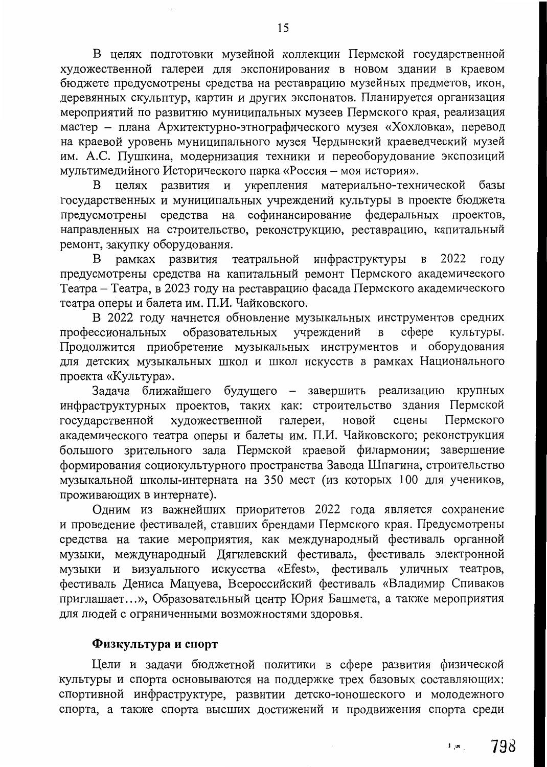В целях подготовки музейной коллекции Пермской государственной художественной галереи для экспонирования в новом здании в краевом бюджете предусмотрены средства на реставрацию музейных предметов, икон, деревянных скульптур, картин и других экспонатов. Планируется организация мероприятий по развитию муниципальных музеев Пермского края, реализация мастер – плана Архитектурно-этнографического музея «Хохловка», перевод на краевой уровень муниципального музея Чердынский краеведческий музей им. А.С. Пушкина, модернизация техники и переоборудование экспозиций мультимедийного Исторического парка «Россия – моя история».

В целях развития и укрепления материально-технической базы государственных и муниципальных учреждений культуры в проекте бюджета предусмотрены средства на софинансирование федеральных проектов, направленных на строительство, реконструкцию, реставрацию, капитальный ремонт, закупку оборудования.

В рамках развития театральной инфраструктуры в 2022 году предусмотрены средства на капитальный ремонт Пермского академического Театра – Театра, в 2023 году на реставрацию фасада Пермского академического театра оперы и балета им. П.И. Чайковского.

В 2022 году начнется обновление музыкальных инструментов средних профессиональных образовательных учреждений в сфере культуры. Продолжится приобретение музыкальных инструментов и оборудования для детских музыкальных школ и школ искусств в рамках Национального проекта «Культура».

Задача ближайшего будущего – завершить реализацию крупных инфраструктурных проектов, таких как: строительство здания Пермской государственной художественной галереи, новой сцены Пермского академического театра оперы и балеты им. П.И. Чайковского; реконструкция большого зрительного зала Пермской краевой филармонии; завершение формирования социокультурного пространства Завода Шпагина, строительство музыкальной школы-интерната на 350 мест (из которых 100 для учеников, проживающих в интернате).

Одним из важнейших приоритетов 2022 года является сохранение и проведение фестивалей, ставших брендами Пермского края. Предусмотрены средства на такие мероприятия, как международный фестиваль органной музыки, международный Дягилевский фестиваль, фестиваль электронной музыки и визуального искусства «Efest», фестиваль уличных театров, фестиваль Дениса Мацуева, Всероссийский фестиваль «Владимир Спиваков приглашает…», Образовательный центр Юрия Башмета, а также мероприятия для людей с ограниченными возможностями здоровья.

### Физкультура и спорт

Цели и задачи бюджетной политики в сфере развития физической культуры и спорта основываются на поддержке трех базовых составляющих: спортивной инфраструктуре, развитии детско-юношеского и молодежного спорта, а также спорта высших достижений и продвижения спорта среди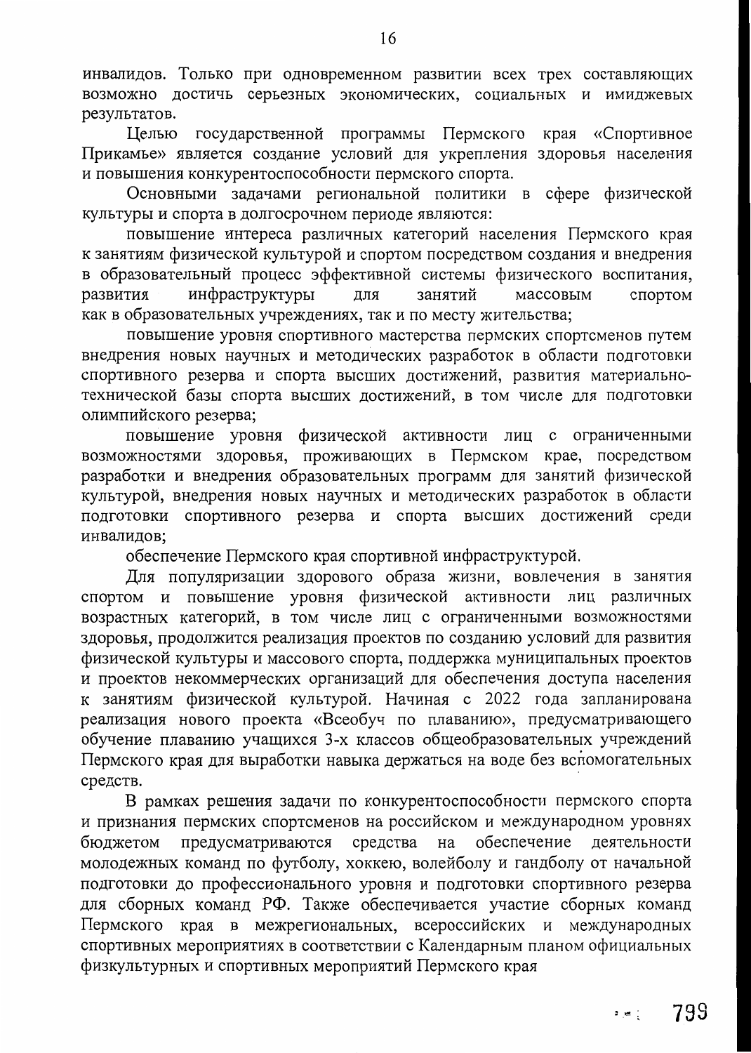инвалидов. Только при одновременном развитии всех трех составляющих возможно достичь серьезных экономических, социальных и имиджевых результатов.

Целью государственной программы Пермского края «Спортивное Прикамье» является создание условий для укрепления здоровья населения и повышения конкурентоспособности пермского спорта.

Основными задачами региональной политики в сфере физической культуры и спорта в долгосрочном периоде являются:

повышение интереса различных категорий населения Пермского края к занятиям физической культурой и спортом посредством создания и внедрения в образовательный процесс эффективной системы физического воспитания, развития инфраструктуры для занятий массовым спортом как в образовательных учреждениях, так и по месту жительства;

повышение уровня спортивного мастерства пермских спортсменов путем внедрения новых научных и методических разработок в области подготовки спортивного резерва и спорта высших достижений, развития материально-технической базы спорта высших достижений, в том числе для подготовки олимпийского резерва;

повышение уровня физической активности лиц с ограниченными возможностями здоровья, проживающих в Пермском крае, посредством разработки и внедрения образовательных программ для занятий физической культурой, внедрения новых научных и методических разработок в области подготовки спортивного резерва и спорта высших достижений среди инвалидов;

обеспечение Пермского края спортивной инфраструктурой.

Для популяризации здорового образа жизни, вовлечения в занятия спортом и повышение уровня физической активности лиц различных возрастных категорий, в том числе лиц с ограниченными возможностями здоровья, продолжится реализация проектов по созданию условий для развития физической культуры и массового спорта, поддержка муниципальных проектов и проектов некоммерческих организаций для обеспечения доступа населения к занятиям физической культурой. Начиная с 2022 года запланирована реализация нового проекта «Всеобуч по плаванию», предусматривающего обучение плаванию учащихся 3-х классов общеобразовательных учреждений Пермского края для выработки навыка держаться на воде без вспомогательных средств.

В рамках решения задачи по конкурентоспособности пермского спорта и признания пермских спортсменов на российском и международном уровнях бюджетом предусматриваются средства на обеспечение деятельности молодежных команд по футболу, хоккею, волейболу и гандболу от начальной подготовки до профессионального уровня и подготовки спортивного резерва для сборных команд РФ. Также обеспечивается участие сборных команд Пермского края в межрегиональных, всероссийских и международных спортивных мероприятиях в соответствии с Календарным планом официальных физкультурных и спортивных мероприятий Пермского края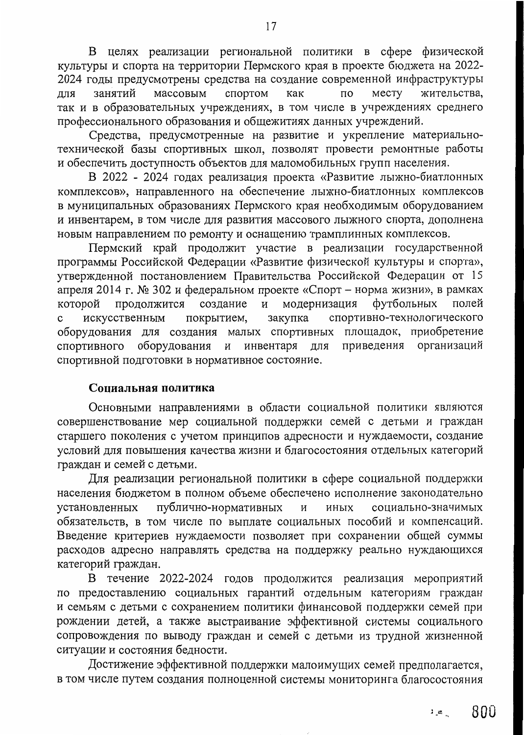В целях реализации региональной политики в сфере физической культуры и спорта на территории Пермского края в проекте бюджета на 2022-2024 годы предусмотрены средства на создание современной инфраструктуры для занятий массовым спортом как по месту жительства, так и в образовательных учреждениях, в том числе в учреждениях среднего профессионального образования и общежитиях данных учреждений.

Средства, предусмотренные на развитие и укрепление материально-технической базы спортивных школ, позволят провести ремонтные работы и обеспечить доступность объектов для маломобильных групп населения.

В 2022 - 2024 годах реализация проекта «Развитие лыжно-биатлонных комплексов», направленного на обеспечение лыжно-биатлонных комплексов в муниципальных образованиях Пермского края необходимым оборудованием и инвентарем, в том числе для развития массового лыжного спорта, дополнена новым направлением по ремонту и оснащению трамплинных комплексов.

Пермский край продолжит участие в реализации государственной программы Российской Федерации «Развитие физической культуры и спорта», утвержденной постановлением Правительства Российской Федерации от 15 апреля 2014 г. № 302 и федеральном проекте «Спорт – норма жизни», в рамках которой продолжится создание и модернизация футбольных полей с искусственным покрытием, закупка спортивно-технологического оборудования для создания малых спортивных площадок, приобретение спортивного оборудования и инвентаря для приведения организаций спортивной подготовки в нормативное состояние.

**Социальная политика**

Основными направлениями в области социальной политики являются совершенствование мер социальной поддержки семей с детьми и граждан старшего поколения с учетом принципов адресности и нуждаемости, создание условий для повышения качества жизни и благосостояния отдельных категорий граждан и семей с детьми.

Для реализации региональной политики в сфере социальной поддержки населения бюджетом в полном объеме обеспечено исполнение законодательно установленных публично-нормативных и иных социально-значимых обязательств, в том числе по выплате социальных пособий и компенсаций. Введение критериев нуждаемости позволяет при сохранении общей суммы расходов адресно направлять средства на поддержку реально нуждающихся категорий граждан.

В течение 2022-2024 годов продолжится реализация мероприятий по предоставлению социальных гарантий отдельным категориям граждан и семьям с детьми с сохранением политики финансовой поддержки семей при рождении детей, а также выстраивание эффективной системы социального сопровождения по выводу граждан и семей с детьми из трудной жизненной ситуации и состояния бедности.

Достижение эффективной поддержки малоимущих семей предполагается, в том числе путем создания полноценной системы мониторинга благосостояния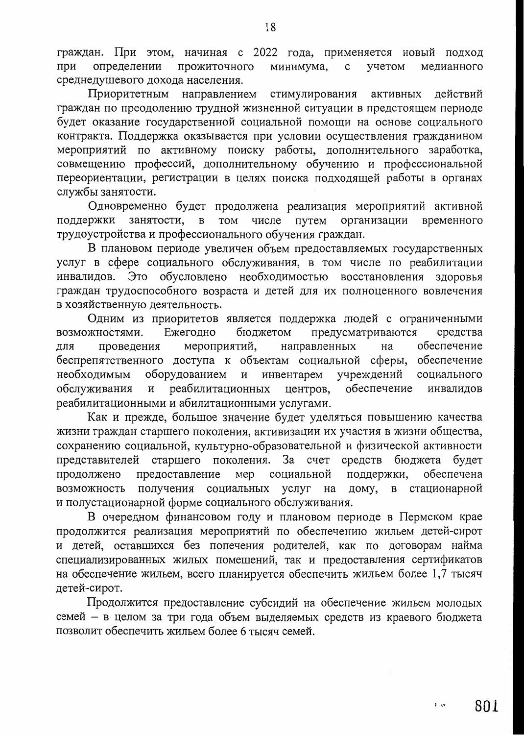граждан. При этом, начиная с 2022 года, применяется новый подход при определении прожиточного минимума, с учетом медианного среднедушевого дохода населения.

Приоритетным направлением стимулирования активных действий граждан по преодолению трудной жизненной ситуации в предстоящем периоде будет оказание государственной социальной помощи на основе социального контракта. Поддержка оказывается при условии осуществления гражданином мероприятий по активному поиску работы, дополнительного заработка, совмещению профессий, дополнительному обучению и профессиональной переориентации, регистрации в целях поиска подходящей работы в органах службы занятости.

Одновременно будет продолжена реализация мероприятий активной поддержки занятости, в том числе путем организации временного трудоустройства и профессионального обучения граждан.

В плановом периоде увеличен объем предоставляемых государственных услуг в сфере социального обслуживания, в том числе по реабилитации инвалидов. Это обусловлено необходимостью восстановления здоровья граждан трудоспособного возраста и детей для их полноценного вовлечения в хозяйственную деятельность.

Одним из приоритетов является поддержка людей с ограниченными возможностями. Ежегодно бюджетом предусматриваются средства для проведения мероприятий, направленных на обеспечение беспрепятственного доступа к объектам социальной сферы, обеспечение необходимым оборудованием и инвентарем учреждений социального обслуживания и реабилитационных центров, обеспечение инвалидов реабилитационными и абилитационными услугами.

Как и прежде, большое значение будет уделяться повышению качества жизни граждан старшего поколения, активизации их участия в жизни общества, сохранению социальной, культурно-образовательной и физической активности представителей старшего поколения. За счет средств бюджета будет продолжено предоставление мер социальной поддержки, обеспечена возможность получения социальных услуг на дому, в стационарной и полустационарной форме социального обслуживания.

В очередном финансовом году и плановом периоде в Пермском крае продолжится реализация мероприятий по обеспечению жильем детей-сирот и детей, оставшихся без попечения родителей, как по договорам найма специализированных жилых помещений, так и предоставления сертификатов на обеспечение жильем, всего планируется обеспечить жильем более 1,7 тысяч детей-сирот.

Продолжится предоставление субсидий на обеспечение жильем молодых семей – в целом за три года объем выделяемых средств из краевого бюджета позволит обеспечить жильем более 6 тысяч семей.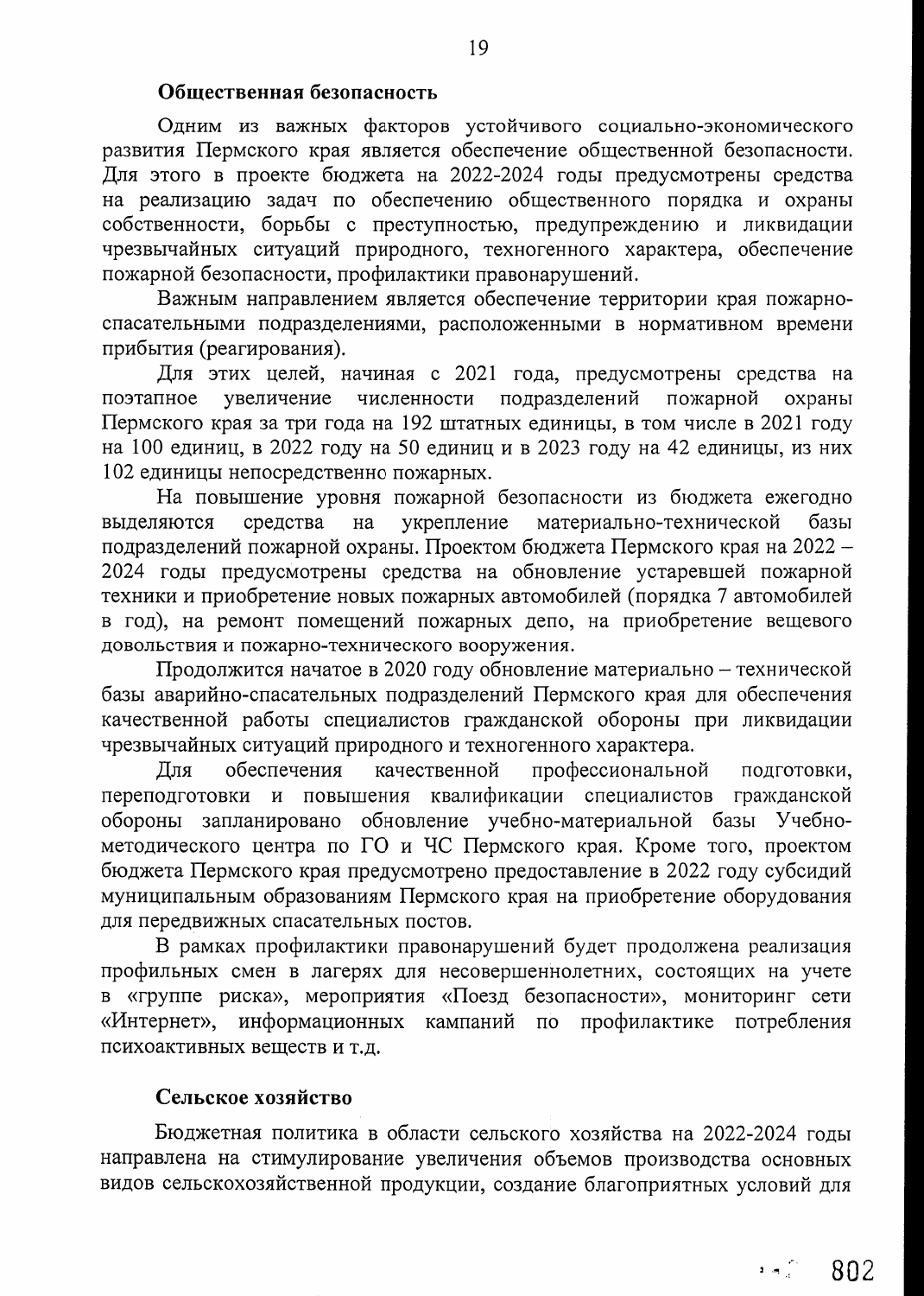### Общественная безопасность

Одним из важных факторов устойчивого социально-экономического развития Пермского края является обеспечение общественной безопасности. Для этого в проекте бюджета на 2022-2024 годы предусмотрены средства на реализацию задач по обеспечению общественного порядка и охраны собственности, борьбы с преступностью, предупреждению и ликвидации чрезвычайных ситуаций природного, техногенного характера, обеспечение пожарной безопасности, профилактики правонарушений.

Важным направлением является обеспечение территории края пожарно-спасательными подразделениями, расположенными в нормативном времени прибытия (реагирования).

Для этих целей, начиная с 2021 года, предусмотрены средства на поэтапное увеличение численности подразделений пожарной охраны Пермского края за три года на 192 штатных единицы, в том числе в 2021 году на 100 единиц, в 2022 году на 50 единиц и в 2023 году на 42 единицы, из них 102 единицы непосредственно пожарных.

На повышение уровня пожарной безопасности из бюджета ежегодно выделяются средства на укрепление материально-технической базы подразделений пожарной охраны. Проектом бюджета Пермского края на 2022 – 2024 годы предусмотрены средства на обновление устаревшей пожарной техники и приобретение новых пожарных автомобилей (порядка 7 автомобилей в год), на ремонт помещений пожарных депо, на приобретение вещевого довольствия и пожарно-технического вооружения.

Продолжится начатое в 2020 году обновление материально – технической базы аварийно-спасательных подразделений Пермского края для обеспечения качественной работы специалистов гражданской обороны при ликвидации чрезвычайных ситуаций природного и техногенного характера.

Для обеспечения качественной профессиональной подготовки, переподготовки и повышения квалификации специалистов гражданской обороны запланировано обновление учебно-материальной базы Учебно-методического центра по ГО и ЧС Пермского края. Кроме того, проектом бюджета Пермского края предусмотрено предоставление в 2022 году субсидий муниципальным образованиям Пермского края на приобретение оборудования для передвижных спасательных постов.

В рамках профилактики правонарушений будет продолжена реализация профильных смен в лагерях для несовершеннолетних, состоящих на учете в «группе риска», мероприятия «Поезд безопасности», мониторинг сети «Интернет», информационных кампаний по профилактике потребления психоактивных веществ и т.д.

### Сельское хозяйство

Бюджетная политика в области сельского хозяйства на 2022-2024 годы направлена на стимулирование увеличения объемов производства основных видов сельскохозяйственной продукции, создание благоприятных условий для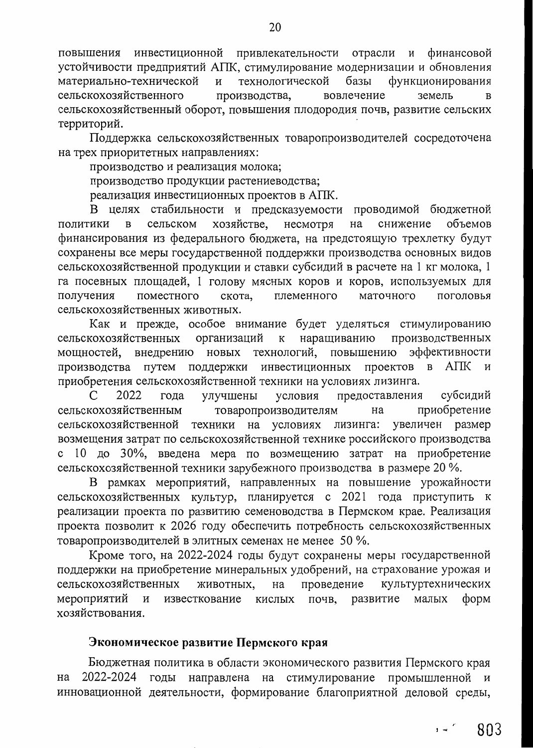повышения инвестиционной привлекательности отрасли и финансовой устойчивости предприятий АПК, стимулирование модернизации и обновления материально-технической и технологической базы функционирования сельскохозяйственного производства, вовлечение земель в сельскохозяйственный оборот, повышения плодородия почв, развитие сельских территорий.

Поддержка сельскохозяйственных товаропроизводителей сосредоточена на трех приоритетных направлениях:

производство и реализация молока;

производство продукции растениеводства;

реализация инвестиционных проектов в АПК.

В целях стабильности и предсказуемости проводимой бюджетной политики в сельском хозяйстве, несмотря на снижение объемов финансирования из федерального бюджета, на предстоящую трехлетку будут сохранены все меры государственной поддержки производства основных видов сельскохозяйственной продукции и ставки субсидий в расчете на 1 кг молока, 1 га посевных площадей, 1 голову мясных коров и коров, используемых для получения поместного скота, племенного маточного поголовья сельскохозяйственных животных.

Как и прежде, особое внимание будет уделяться стимулированию сельскохозяйственных организаций к наращиванию производственных мощностей, внедрению новых технологий, повышению эффективности производства путем поддержки инвестиционных проектов в АПК и приобретения сельскохозяйственной техники на условиях лизинга.

С 2022 года улучшены условия предоставления субсидий сельскохозяйственным товаропроизводителям на приобретение сельскохозяйственной техники на условиях лизинга: увеличен размер возмещения затрат по сельскохозяйственной технике российского производства с 10 до 30%, введена мера по возмещению затрат на приобретение сельскохозяйственной техники зарубежного производства в размере 20 %.

В рамках мероприятий, направленных на повышение урожайности сельскохозяйственных культур, планируется с 2021 года приступить к реализации проекта по развитию семеноводства в Пермском крае. Реализация проекта позволит к 2026 году обеспечить потребность сельскохозяйственных товаропроизводителей в элитных семенах не менее 50 %.

Кроме того, на 2022-2024 годы будут сохранены меры государственной поддержки на приобретение минеральных удобрений, на страхование урожая и сельскохозяйственных животных, на проведение культуртехнических мероприятий и известкование кислых почв, развитие малых форм хозяйствования.

## Экономическое развитие Пермского края

Бюджетная политика в области экономического развития Пермского края на 2022-2024 годы направлена на стимулирование промышленной и инновационной деятельности, формирование благоприятной деловой среды,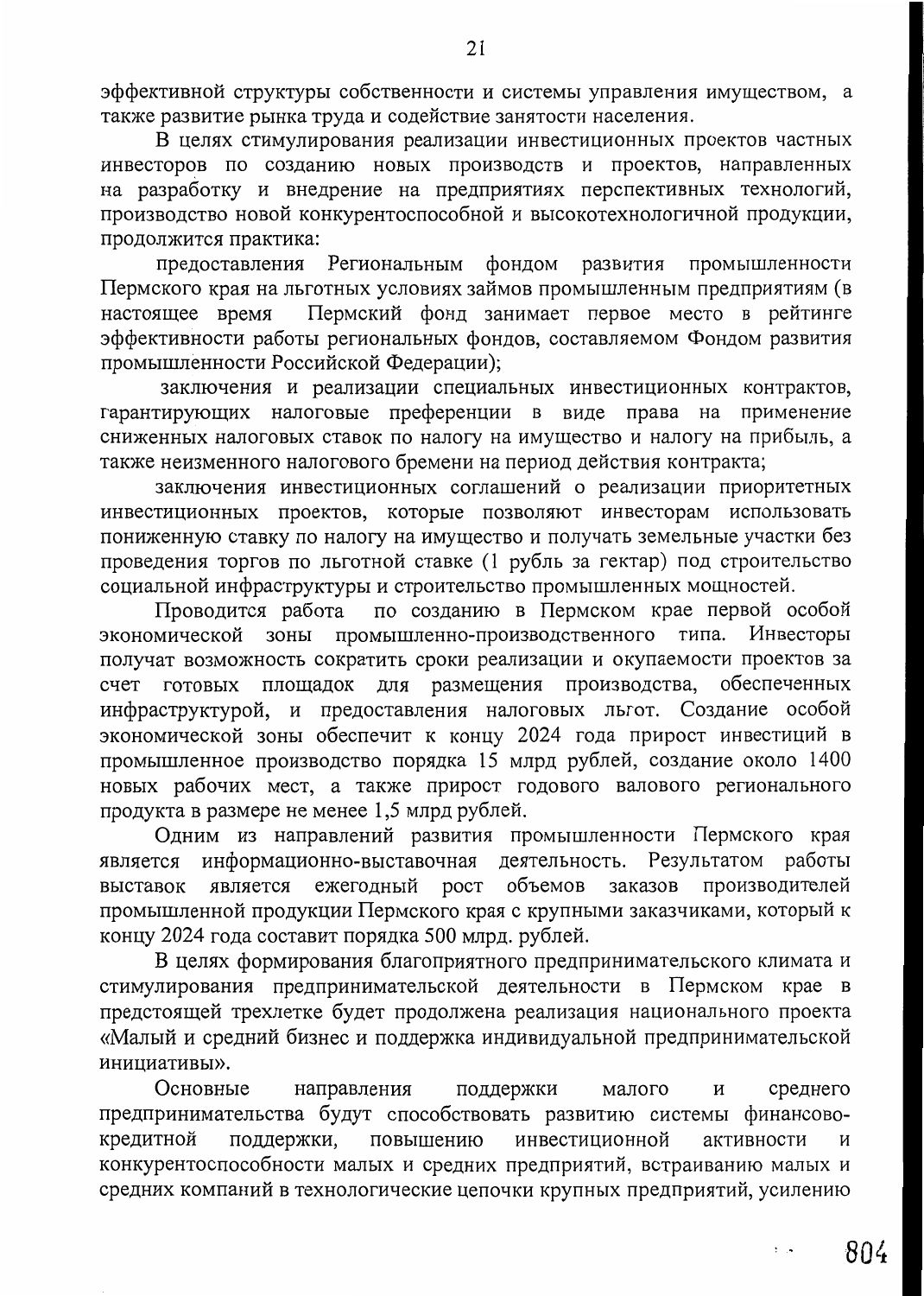эффективной структуры собственности и системы управления имуществом, а также развитие рынка труда и содействие занятости населения.

В целях стимулирования реализации инвестиционных проектов частных инвесторов по созданию новых производств и проектов, направленных на разработку и внедрение на предприятиях перспективных технологий, производство новой конкурентоспособной и высокотехнологичной продукции, продолжится практика:

предоставления Региональным фондом развития промышленности Пермского края на льготных условиях займов промышленным предприятиям (в настоящее время Пермский фонд занимает первое место в рейтинге эффективности работы региональных фондов, составляемом Фондом развития промышленности Российской Федерации);

заключения и реализации специальных инвестиционных контрактов, гарантирующих налоговые преференции в виде права на применение сниженных налоговых ставок по налогу на имущество и налогу на прибыль, а также неизменного налогового бремени на период действия контракта;

заключения инвестиционных соглашений о реализации приоритетных инвестиционных проектов, которые позволяют инвесторам использовать пониженную ставку по налогу на имущество и получать земельные участки без проведения торгов по льготной ставке (1 рубль за гектар) под строительство социальной инфраструктуры и строительство промышленных мощностей.

Проводится работа по созданию в Пермском крае первой особой экономической зоны промышленно-производственного типа. Инвесторы получат возможность сократить сроки реализации и окупаемости проектов за счет готовых площадок для размещения производства, обеспеченных инфраструктурой, и предоставления налоговых льгот. Создание особой экономической зоны обеспечит к концу 2024 года прирост инвестиций в промышленное производство порядка 15 млрд рублей, создание около 1400 новых рабочих мест, а также прирост годового валового регионального продукта в размере не менее 1,5 млрд рублей.

Одним из направлений развития промышленности Пермского края является информационно-выставочная деятельность. Результатом работы выставок является ежегодный рост объемов заказов производителей промышленной продукции Пермского края с крупными заказчиками, который к концу 2024 года составит порядка 500 млрд. рублей.

В целях формирования благоприятного предпринимательского климата и стимулирования предпринимательской деятельности в Пермском крае в предстоящей трехлетке будет продолжена реализация национального проекта «Малый и средний бизнес и поддержка индивидуальной предпринимательской инициативы».

Основные направления поддержки малого и среднего предпринимательства будут способствовать развитию системы финансово-кредитной поддержки, повышению инвестиционной активности и конкурентоспособности малых и средних предприятий, встраиванию малых и средних компаний в технологические цепочки крупных предприятий, усилению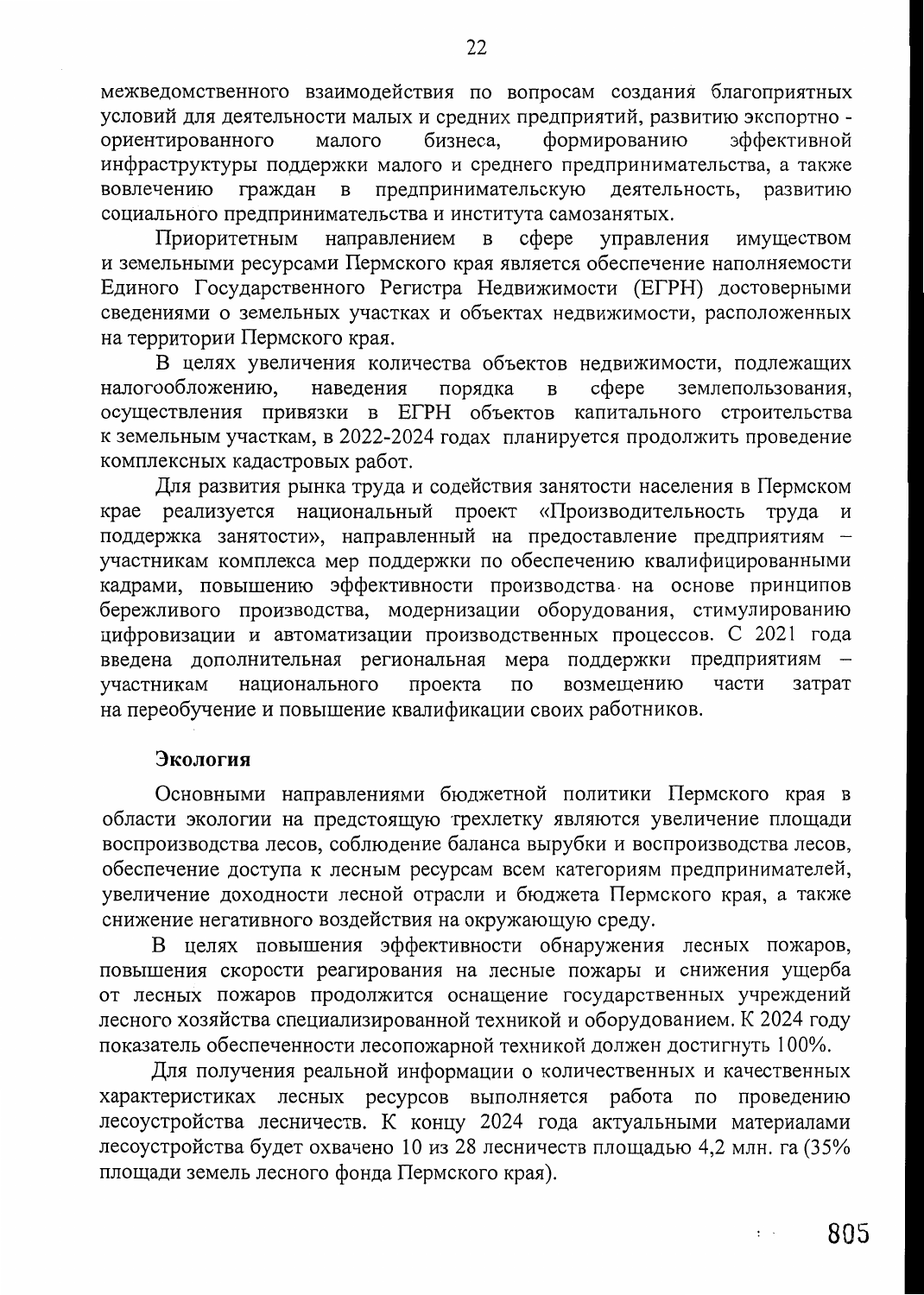межведомственного взаимодействия по вопросам создания благоприятных условий для деятельности малых и средних предприятий, развитию экспортно - ориентированного малого бизнеса, формированию эффективной инфраструктуры поддержки малого и среднего предпринимательства, а также вовлечению граждан в предпринимательскую деятельность, развитию социального предпринимательства и института самозанятых.

Приоритетным направлением в сфере управления имуществом и земельными ресурсами Пермского края является обеспечение наполняемости Единого Государственного Регистра Недвижимости (ЕГРН) достоверными сведениями о земельных участках и объектах недвижимости, расположенных на территории Пермского края.

В целях увеличения количества объектов недвижимости, подлежащих налогообложению, наведения порядка в сфере землепользования, осуществления привязки в ЕГРН объектов капитального строительства к земельным участкам, в 2022-2024 годах планируется продолжить проведение комплексных кадастровых работ.

Для развития рынка труда и содействия занятости населения в Пермском крае реализуется национальный проект «Производительность труда и поддержка занятости», направленный на предоставление предприятиям – участникам комплекса мер поддержки по обеспечению квалифицированными кадрами, повышению эффективности производства на основе принципов бережливого производства, модернизации оборудования, стимулированию цифровизации и автоматизации производственных процессов. С 2021 года введена дополнительная региональная мера поддержки предприятиям – участникам национального проекта по возмещению части затрат на переобучение и повышение квалификации своих работников.

**Экология**

Основными направлениями бюджетной политики Пермского края в области экологии на предстоящую трехлетку являются увеличение площади воспроизводства лесов, соблюдение баланса вырубки и воспроизводства лесов, обеспечение доступа к лесным ресурсам всем категориям предпринимателей, увеличение доходности лесной отрасли и бюджета Пермского края, а также снижение негативного воздействия на окружающую среду.

В целях повышения эффективности обнаружения лесных пожаров, повышения скорости реагирования на лесные пожары и снижения ущерба от лесных пожаров продолжится оснащение государственных учреждений лесного хозяйства специализированной техникой и оборудованием. К 2024 году показатель обеспеченности лесопожарной техникой должен достигнуть 100%.

Для получения реальной информации о количественных и качественных характеристиках лесных ресурсов выполняется работа по проведению лесоустройства лесничеств. К концу 2024 года актуальными материалами лесоустройства будет охвачено 10 из 28 лесничеств площадью 4,2 млн. га (35% площади земель лесного фонда Пермского края).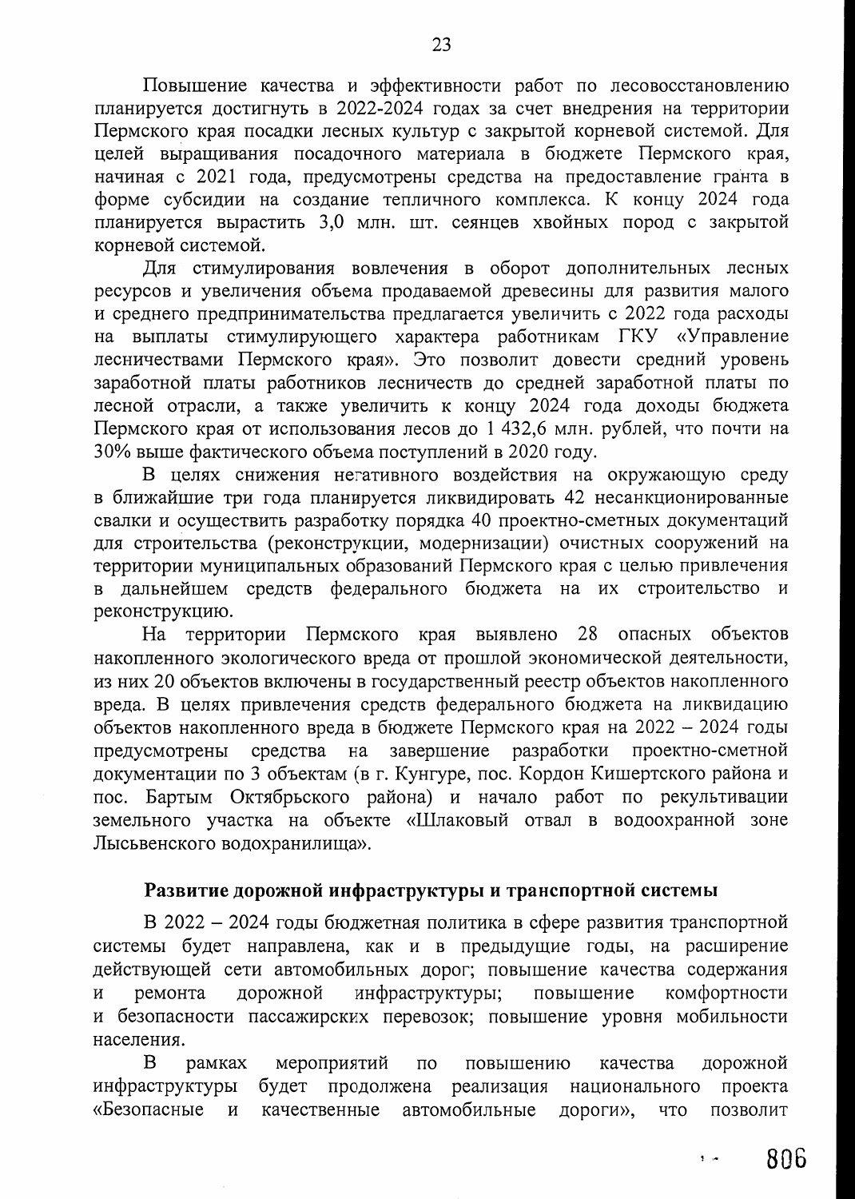Повышение качества и эффективности работ по лесовосстановлению планируется достигнуть в 2022-2024 годах за счет внедрения на территории Пермского края посадки лесных культур с закрытой корневой системой. Для целей выращивания посадочного материала в бюджете Пермского края, начиная с 2021 года, предусмотрены средства на предоставление гранта в форме субсидии на создание тепличного комплекса. К концу 2024 года планируется вырастить 3,0 млн. шт. сеянцев хвойных пород с закрытой корневой системой.

Для стимулирования вовлечения в оборот дополнительных лесных ресурсов и увеличения объема продаваемой древесины для развития малого и среднего предпринимательства предлагается увеличить с 2022 года расходы на выплаты стимулирующего характера работникам ГКУ «Управление лесничествами Пермского края». Это позволит довести средний уровень заработной платы работников лесничеств до средней заработной платы по лесной отрасли, а также увеличить к концу 2024 года доходы бюджета Пермского края от использования лесов до 1 432,6 млн. рублей, что почти на 30% выше фактического объема поступлений в 2020 году.

В целях снижения негативного воздействия на окружающую среду в ближайшие три года планируется ликвидировать 42 несанкционированные свалки и осуществить разработку порядка 40 проектно-сметных документаций для строительства (реконструкции, модернизации) очистных сооружений на территории муниципальных образований Пермского края с целью привлечения в дальнейшем средств федерального бюджета на их строительство и реконструкцию.

На территории Пермского края выявлено 28 опасных объектов накопленного экологического вреда от прошлой экономической деятельности, из них 20 объектов включены в государственный реестр объектов накопленного вреда. В целях привлечения средств федерального бюджета на ликвидацию объектов накопленного вреда в бюджете Пермского края на 2022 – 2024 годы предусмотрены средства на завершение разработки проектно-сметной документации по 3 объектам (в г. Кунгуре, пос. Кордон Кишертского района и пос. Бартым Октябрьского района) и начало работ по рекультивации земельного участка на объекте «Шлаковый отвал в водоохранной зоне Лысьвенского водохранилища».

## Развитие дорожной инфраструктуры и транспортной системы

В 2022 – 2024 годы бюджетная политика в сфере развития транспортной системы будет направлена, как и в предыдущие годы, на расширение действующей сети автомобильных дорог; повышение качества содержания и ремонта дорожной инфраструктуры; повышение комфортности и безопасности пассажирских перевозок; повышение уровня мобильности населения.

В рамках мероприятий по повышению качества дорожной инфраструктуры будет продолжена реализация национального проекта «Безопасные и качественные автомобильные дороги», что позволит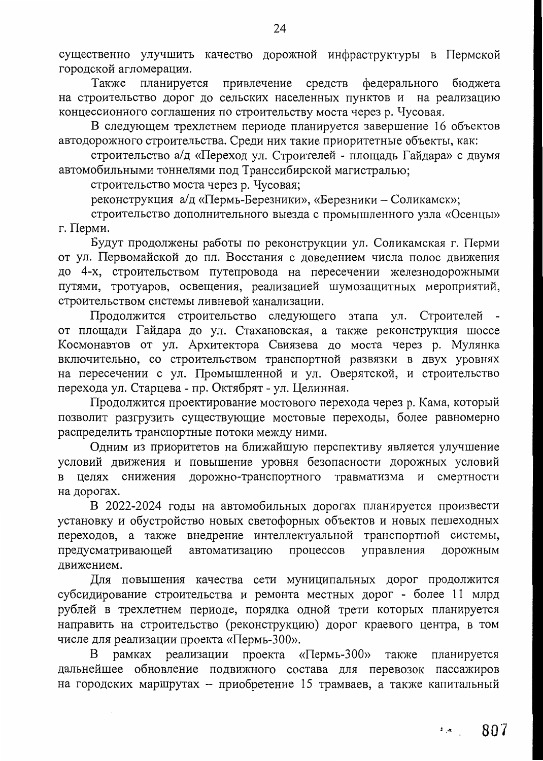существенно улучшить качество дорожной инфраструктуры в Пермской городской агломерации.

Также планируется привлечение средств федерального бюджета на строительство дорог до сельских населенных пунктов и на реализацию концессионного соглашения по строительству моста через р. Чусовая.

В следующем трехлетнем периоде планируется завершение 16 объектов автодорожного строительства. Среди них такие приоритетные объекты, как:

строительство а/д «Переход ул. Строителей - площадь Гайдара» с двумя автомобильными тоннелями под Транссибирской магистралью;

строительство моста через р. Чусовая;

реконструкция а/д «Пермь-Березники», «Березники – Соликамск»;

строительство дополнительного выезда с промышленного узла «Осенцы» г. Перми.

Будут продолжены работы по реконструкции ул. Соликамская г. Перми от ул. Первомайской до пл. Восстания с доведением числа полос движения до 4-х, строительством путепровода на пересечении железнодорожными путями, тротуаров, освещения, реализацией шумозащитных мероприятий, строительством системы ливневой канализации.

Продолжится строительство следующего этапа ул. Строителей - от площади Гайдара до ул. Стахановская, а также реконструкция шоссе Космонавтов от ул. Архитектора Свиязева до моста через р. Мулянка включительно, со строительством транспортной развязки в двух уровнях на пересечении с ул. Промышленной и ул. Оверятской, и строительство перехода ул. Старцева - пр. Октябрят - ул. Целинная.

Продолжится проектирование мостового перехода через р. Кама, который позволит разгрузить существующие мостовые переходы, более равномерно распределить транспортные потоки между ними.

Одним из приоритетов на ближайшую перспективу является улучшение условий движения и повышение уровня безопасности дорожных условий в целях снижения дорожно-транспортного травматизма и смертности на дорогах.

В 2022-2024 годы на автомобильных дорогах планируется произвести установку и обустройство новых светофорных объектов и новых пешеходных переходов, а также внедрение интеллектуальной транспортной системы, предусматривающей автоматизацию процессов управления дорожным движением.

Для повышения качества сети муниципальных дорог продолжится субсидирование строительства и ремонта местных дорог - более 11 млрд рублей в трехлетнем периоде, порядка одной трети которых планируется направить на строительство (реконструкцию) дорог краевого центра, в том числе для реализации проекта «Пермь-300».

В рамках реализации проекта «Пермь-300» также планируется дальнейшее обновление подвижного состава для перевозок пассажиров на городских маршрутах – приобретение 15 трамваев, а также капитальный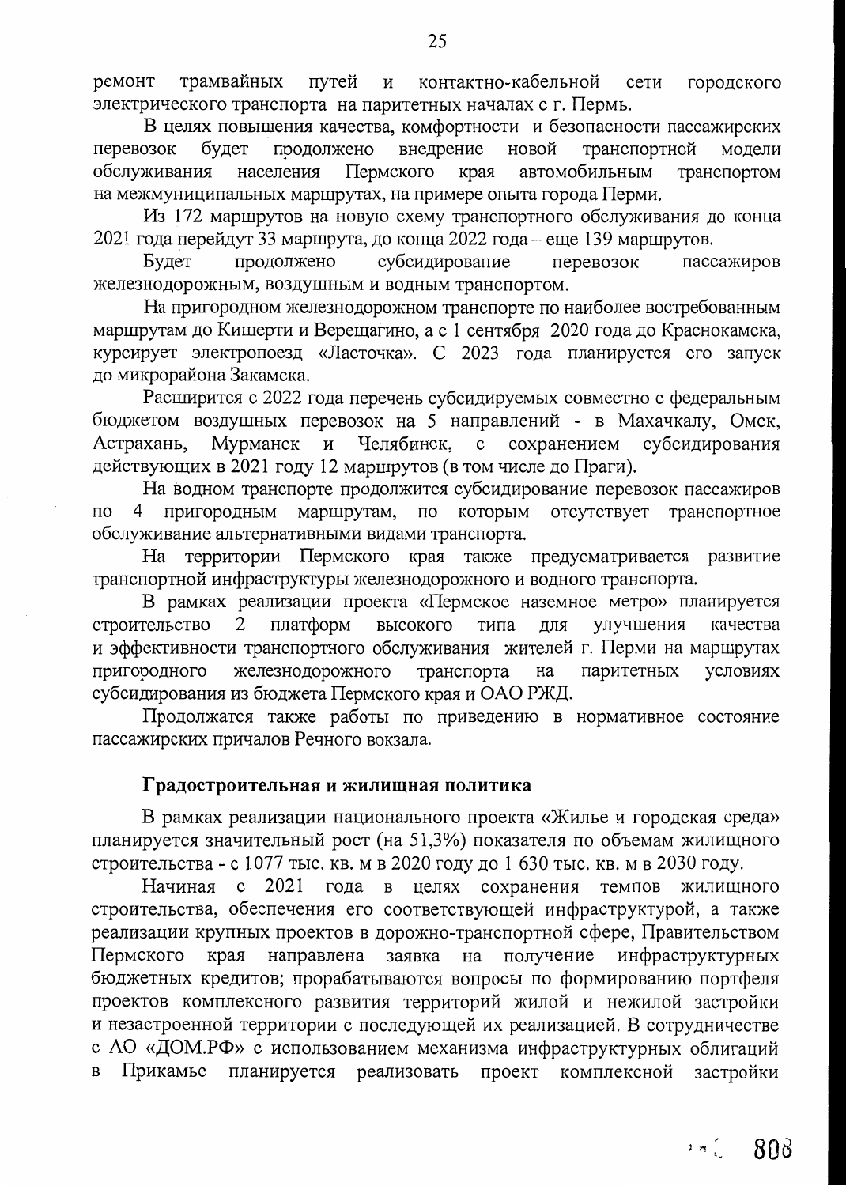ремонт трамвайных путей и контактно-кабельной сети городского электрического транспорта на паритетных началах с г. Пермь.

В целях повышения качества, комфортности и безопасности пассажирских перевозок будет продолжено внедрение новой транспортной модели обслуживания населения Пермского края автомобильным транспортом на межмуниципальных маршрутах, на примере опыта города Перми.

Из 172 маршрутов на новую схему транспортного обслуживания до конца 2021 года перейдут 33 маршрута, до конца 2022 года – еще 139 маршрутов.

Будет продолжено субсидирование перевозок пассажиров железнодорожным, воздушным и водным транспортом.

На пригородном железнодорожном транспорте по наиболее востребованным маршрутам до Кишерти и Верещагино, а с 1 сентября 2020 года до Краснокамска, курсирует электропоезд «Ласточка». С 2023 года планируется его запуск до микрорайона Закамска.

Расширится с 2022 года перечень субсидируемых совместно с федеральным бюджетом воздушных перевозок на 5 направлений - в Махачкалу, Омск, Астрахань, Мурманск и Челябинск, с сохранением субсидирования действующих в 2021 году 12 маршрутов (в том числе до Праги).

На водном транспорте продолжится субсидирование перевозок пассажиров по 4 пригородным маршрутам, по которым отсутствует транспортное обслуживание альтернативными видами транспорта.

На территории Пермского края также предусматривается развитие транспортной инфраструктуры железнодорожного и водного транспорта.

В рамках реализации проекта «Пермское наземное метро» планируется строительство 2 платформ высокого типа для улучшения качества и эффективности транспортного обслуживания жителей г. Перми на маршрутах пригородного железнодорожного транспорта на паритетных условиях субсидирования из бюджета Пермского края и ОАО РЖД.

Продолжатся также работы по приведению в нормативное состояние пассажирских причалов Речного вокзала.

**Градостроительная и жилищная политика**

В рамках реализации национального проекта «Жилье и городская среда» планируется значительный рост (на 51,3%) показателя по объемам жилищного строительства - с 1077 тыс. кв. м в 2020 году до 1 630 тыс. кв. м в 2030 году.

Начиная с 2021 года в целях сохранения темпов жилищного строительства, обеспечения его соответствующей инфраструктурой, а также реализации крупных проектов в дорожно-транспортной сфере, Правительством Пермского края направлена заявка на получение инфраструктурных бюджетных кредитов; прорабатываются вопросы по формированию портфеля проектов комплексного развития территорий жилой и нежилой застройки и незастроенной территории с последующей их реализацией. В сотрудничестве с АО «ДОМ.РФ» с использованием механизма инфраструктурных облигаций в Прикамье планируется реализовать проект комплексной застройки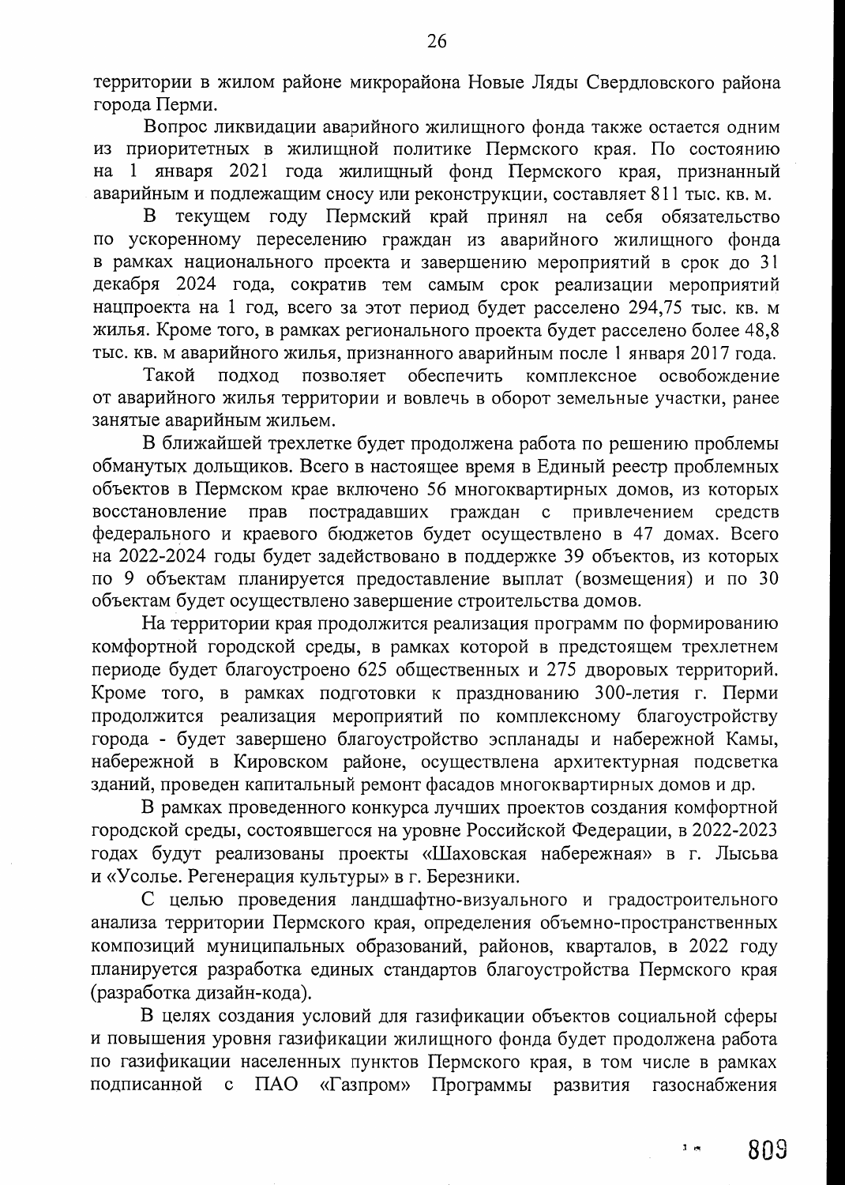территории в жилом районе микрорайона Новые Ляды Свердловского района города Перми.

Вопрос ликвидации аварийного жилищного фонда также остается одним из приоритетных в жилищной политике Пермского края. По состоянию на 1 января 2021 года жилищный фонд Пермского края, признанный аварийным и подлежащим сносу или реконструкции, составляет 811 тыс. кв. м.

В текущем году Пермский край принял на себя обязательство по ускоренному переселению граждан из аварийного жилищного фонда в рамках национального проекта и завершению мероприятий в срок до 31 декабря 2024 года, сократив тем самым срок реализации мероприятий нацпроекта на 1 год, всего за этот период будет расселено 294,75 тыс. кв. м жилья. Кроме того, в рамках регионального проекта будет расселено более 48,8 тыс. кв. м аварийного жилья, признанного аварийным после 1 января 2017 года.

Такой подход позволяет обеспечить комплексное освобождение от аварийного жилья территории и вовлечь в оборот земельные участки, ранее занятые аварийным жильем.

В ближайшей трехлетке будет продолжена работа по решению проблемы обманутых дольщиков. Всего в настоящее время в Единый реестр проблемных объектов в Пермском крае включено 56 многоквартирных домов, из которых восстановление прав пострадавших граждан с привлечением средств федерального и краевого бюджетов будет осуществлено в 47 домах. Всего на 2022-2024 годы будет задействовано в поддержке 39 объектов, из которых по 9 объектам планируется предоставление выплат (возмещения) и по 30 объектам будет осуществлено завершение строительства домов.

На территории края продолжится реализация программ по формированию комфортной городской среды, в рамках которой в предстоящем трехлетнем периоде будет благоустроено 625 общественных и 275 дворовых территорий. Кроме того, в рамках подготовки к празднованию 300-летия г. Перми продолжится реализация мероприятий по комплексному благоустройству города - будет завершено благоустройство эспланады и набережной Камы, набережной в Кировском районе, осуществлена архитектурная подсветка зданий, проведен капитальный ремонт фасадов многоквартирных домов и др.

В рамках проведенного конкурса лучших проектов создания комфортной городской среды, состоявшегося на уровне Российской Федерации, в 2022-2023 годах будут реализованы проекты «Шаховская набережная» в г. Лысьва и «Усолье. Регенерация культуры» в г. Березники.

С целью проведения ландшафтно-визуального и градостроительного анализа территории Пермского края, определения объемно-пространственных композиций муниципальных образований, районов, кварталов, в 2022 году планируется разработка единых стандартов благоустройства Пермского края (разработка дизайн-кода).

В целях создания условий для газификации объектов социальной сферы и повышения уровня газификации жилищного фонда будет продолжена работа по газификации населенных пунктов Пермского края, в том числе в рамках подписанной с ПАО «Газпром» Программы развития газоснабжения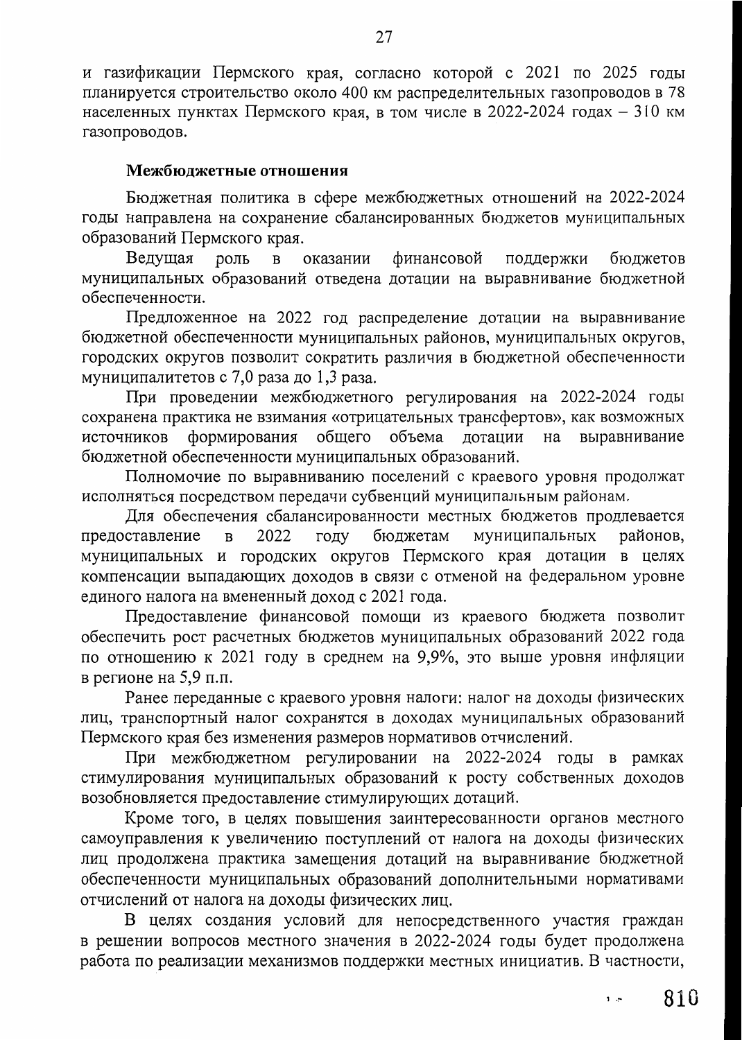и газификации Пермского края, согласно которой с 2021 по 2025 годы планируется строительство около 400 км распределительных газопроводов в 78 населенных пунктах Пермского края, в том числе в 2022-2024 годах – 310 км газопроводов.

**Межбюджетные отношения**

Бюджетная политика в сфере межбюджетных отношений на 2022-2024 годы направлена на сохранение сбалансированных бюджетов муниципальных образований Пермского края.

Ведущая роль в оказании финансовой поддержки бюджетов муниципальных образований отведена дотации на выравнивание бюджетной обеспеченности.

Предложенное на 2022 год распределение дотации на выравнивание бюджетной обеспеченности муниципальных районов, муниципальных округов, городских округов позволит сократить различия в бюджетной обеспеченности муниципалитетов с 7,0 раза до 1,3 раза.

При проведении межбюджетного регулирования на 2022-2024 годы сохранена практика не взимания «отрицательных трансфертов», как возможных источников формирования общего объема дотации на выравнивание бюджетной обеспеченности муниципальных образований.

Полномочие по выравниванию поселений с краевого уровня продолжат исполняться посредством передачи субвенций муниципальным районам.

Для обеспечения сбалансированности местных бюджетов продлевается предоставление в 2022 году бюджетам муниципальных районов, муниципальных и городских округов Пермского края дотации в целях компенсации выпадающих доходов в связи с отменой на федеральном уровне единого налога на вмененный доход с 2021 года.

Предоставление финансовой помощи из краевого бюджета позволит обеспечить рост расчетных бюджетов муниципальных образований 2022 года по отношению к 2021 году в среднем на 9,9%, это выше уровня инфляции в регионе на 5,9 п.п.

Ранее переданные с краевого уровня налоги: налог на доходы физических лиц, транспортный налог сохранятся в доходах муниципальных образований Пермского края без изменения размеров нормативов отчислений.

При межбюджетном регулировании на 2022-2024 годы в рамках стимулирования муниципальных образований к росту собственных доходов возобновляется предоставление стимулирующих дотаций.

Кроме того, в целях повышения заинтересованности органов местного самоуправления к увеличению поступлений от налога на доходы физических лиц продолжена практика замещения дотаций на выравнивание бюджетной обеспеченности муниципальных образований дополнительными нормативами отчислений от налога на доходы физических лиц.

В целях создания условий для непосредственного участия граждан в решении вопросов местного значения в 2022-2024 годы будет продолжена работа по реализации механизмов поддержки местных инициатив. В частности,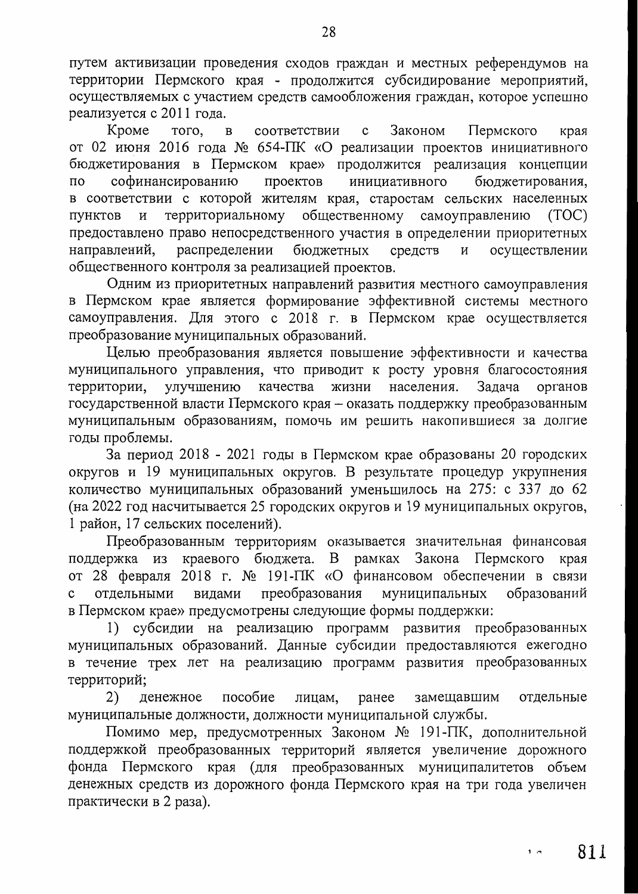путем активизации проведения сходов граждан и местных референдумов на территории Пермского края - продолжится субсидирование мероприятий, осуществляемых с участием средств самообложения граждан, которое успешно реализуется с 2011 года.

Кроме того, в соответствии с Законом Пермского края от 02 июня 2016 года № 654-ПК «О реализации проектов инициативного бюджетирования в Пермском крае» продолжится реализация концепции по софинансированию проектов инициативного бюджетирования, в соответствии с которой жителям края, старостам сельских населенных пунктов и территориальному общественному самоуправлению (ТОС) предоставлено право непосредственного участия в определении приоритетных направлений, распределении бюджетных средств и осуществлении общественного контроля за реализацией проектов.

Одним из приоритетных направлений развития местного самоуправления в Пермском крае является формирование эффективной системы местного самоуправления. Для этого с 2018 г. в Пермском крае осуществляется преобразование муниципальных образований.

Целью преобразования является повышение эффективности и качества муниципального управления, что приводит к росту уровня благосостояния территории, улучшению качества жизни населения. Задача органов государственной власти Пермского края – оказать поддержку преобразованным муниципальным образованиям, помочь им решить накопившиеся за долгие годы проблемы.

За период 2018 - 2021 годы в Пермском крае образованы 20 городских округов и 19 муниципальных округов. В результате процедур укрупнения количество муниципальных образований уменьшилось на 275: с 337 до 62 (на 2022 год насчитывается 25 городских округов и 19 муниципальных округов, 1 район, 17 сельских поселений).

Преобразованным территориям оказывается значительная финансовая поддержка из краевого бюджета. В рамках Закона Пермского края от 28 февраля 2018 г. № 191-ПК «О финансовом обеспечении в связи с отдельными видами преобразования муниципальных образований в Пермском крае» предусмотрены следующие формы поддержки:

1) субсидии на реализацию программ развития преобразованных муниципальных образований. Данные субсидии предоставляются ежегодно в течение трех лет на реализацию программ развития преобразованных территорий;

2) денежное пособие лицам, ранее замещавшим отдельные муниципальные должности, должности муниципальной службы.

Помимо мер, предусмотренных Законом № 191-ПК, дополнительной поддержкой преобразованных территорий является увеличение дорожного фонда Пермского края (для преобразованных муниципалитетов объем денежных средств из дорожного фонда Пермского края на три года увеличен практически в 2 раза).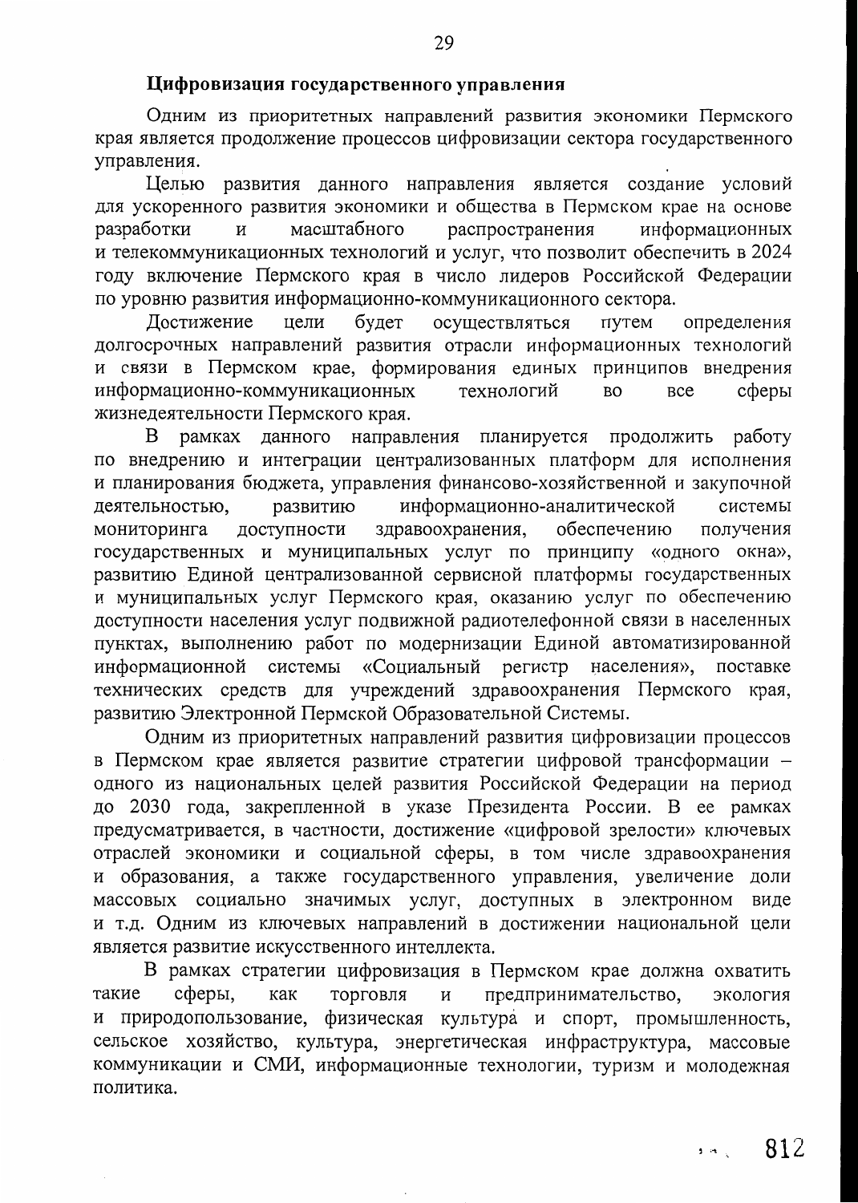## Цифровизация государственного управления

Одним из приоритетных направлений развития экономики Пермского края является продолжение процессов цифровизации сектора государственного управления.

Целью развития данного направления является создание условий для ускоренного развития экономики и общества в Пермском крае на основе разработки и масштабного распространения информационных и телекоммуникационных технологий и услуг, что позволит обеспечить в 2024 году включение Пермского края в число лидеров Российской Федерации по уровню развития информационно-коммуникационного сектора.

Достижение цели будет осуществляться путем определения долгосрочных направлений развития отрасли информационных технологий и связи в Пермском крае, формирования единых принципов внедрения информационно-коммуникационных технологий во все сферы жизнедеятельности Пермского края.

В рамках данного направления планируется продолжить работу по внедрению и интеграции централизованных платформ для исполнения и планирования бюджета, управления финансово-хозяйственной и закупочной деятельностью, развитию информационно-аналитической системы мониторинга доступности здравоохранения, обеспечению получения государственных и муниципальных услуг по принципу «одного окна», развитию Единой централизованной сервисной платформы государственных и муниципальных услуг Пермского края, оказанию услуг по обеспечению доступности населения услуг подвижной радиотелефонной связи в населенных пунктах, выполнению работ по модернизации Единой автоматизированной информационной системы «Социальный регистр населения», поставке технических средств для учреждений здравоохранения Пермского края, развитию Электронной Пермской Образовательной Системы.

Одним из приоритетных направлений развития цифровизации процессов в Пермском крае является развитие стратегии цифровой трансформации – одного из национальных целей развития Российской Федерации на период до 2030 года, закрепленной в указе Президента России. В ее рамках предусматривается, в частности, достижение «цифровой зрелости» ключевых отраслей экономики и социальной сферы, в том числе здравоохранения и образования, а также государственного управления, увеличение доли массовых социально значимых услуг, доступных в электронном виде и т.д. Одним из ключевых направлений в достижении национальной цели является развитие искусственного интеллекта.

В рамках стратегии цифровизация в Пермском крае должна охватить такие сферы, как торговля и предпринимательство, экология и природопользование, физическая культура и спорт, промышленность, сельское хозяйство, культура, энергетическая инфраструктура, массовые коммуникации и СМИ, информационные технологии, туризм и молодежная политика.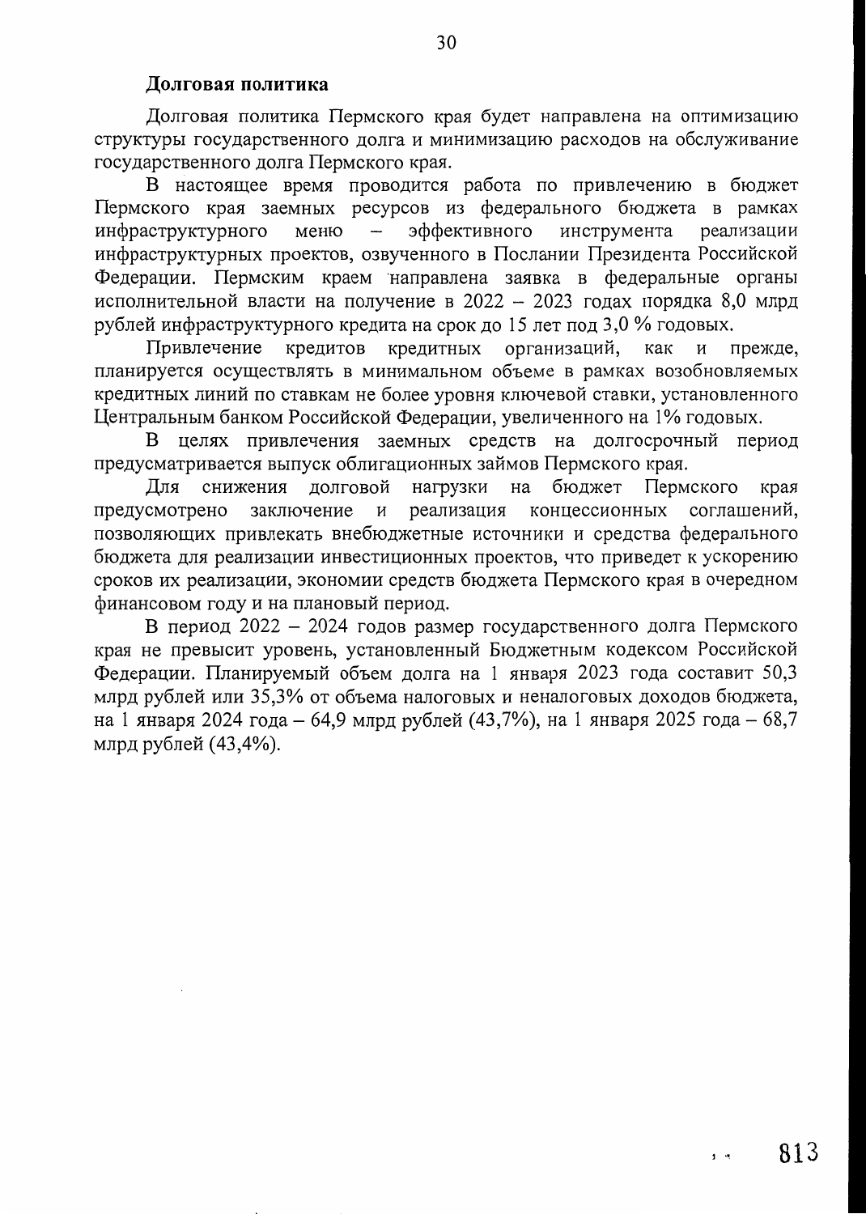**Долговая политика**

Долговая политика Пермского края будет направлена на оптимизацию структуры государственного долга и минимизацию расходов на обслуживание государственного долга Пермского края.

В настоящее время проводится работа по привлечению в бюджет Пермского края заемных ресурсов из федерального бюджета в рамках инфраструктурного меню – эффективного инструмента реализации инфраструктурных проектов, озвученного в Послании Президента Российской Федерации. Пермским краем направлена заявка в федеральные органы исполнительной власти на получение в 2022 – 2023 годах порядка 8,0 млрд рублей инфраструктурного кредита на срок до 15 лет под 3,0 % годовых.

Привлечение кредитов кредитных организаций, как и прежде, планируется осуществлять в минимальном объеме в рамках возобновляемых кредитных линий по ставкам не более уровня ключевой ставки, установленного Центральным банком Российской Федерации, увеличенного на 1% годовых.

В целях привлечения заемных средств на долгосрочный период предусматривается выпуск облигационных займов Пермского края.

Для снижения долговой нагрузки на бюджет Пермского края предусмотрено заключение и реализация концессионных соглашений, позволяющих привлекать внебюджетные источники и средства федерального бюджета для реализации инвестиционных проектов, что приведет к ускорению сроков их реализации, экономии средств бюджета Пермского края в очередном финансовом году и на плановый период.

В период 2022 – 2024 годов размер государственного долга Пермского края не превысит уровень, установленный Бюджетным кодексом Российской Федерации. Планируемый объем долга на 1 января 2023 года составит 50,3 млрд рублей или 35,3% от объема налоговых и неналоговых доходов бюджета, на 1 января 2024 года – 64,9 млрд рублей (43,7%), на 1 января 2025 года – 68,7 млрд рублей (43,4%).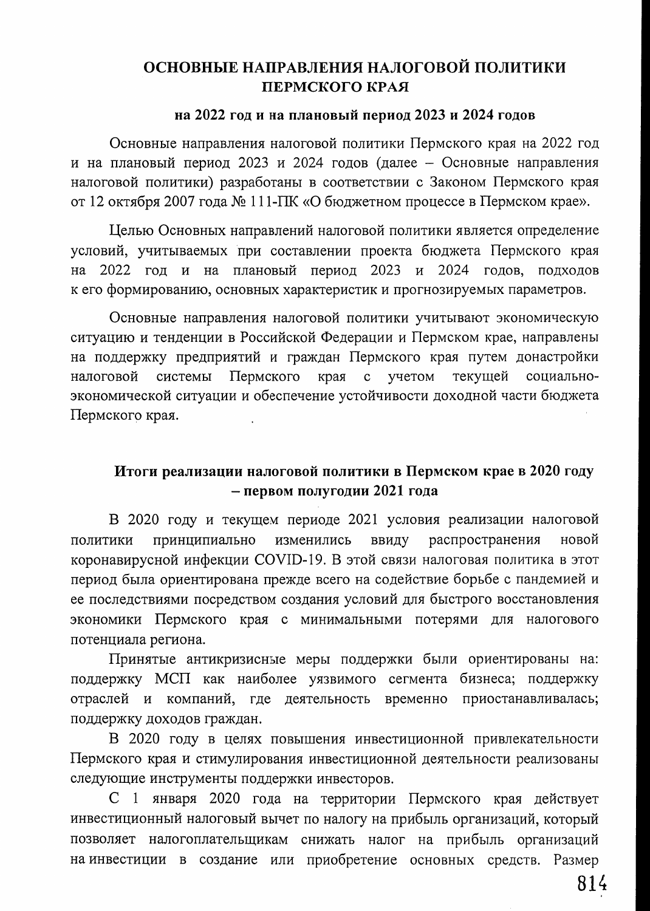# ОСНОВНЫЕ НАПРАВЛЕНИЯ НАЛОГОВОЙ ПОЛИТИКИ ПЕРМСКОГО КРАЯ

## на 2022 год и на плановый период 2023 и 2024 годов

Основные направления налоговой политики Пермского края на 2022 год и на плановый период 2023 и 2024 годов (далее – Основные направления налоговой политики) разработаны в соответствии с Законом Пермского края от 12 октября 2007 года № 111-ПК «О бюджетном процессе в Пермском крае».

Целью Основных направлений налоговой политики является определение условий, учитываемых при составлении проекта бюджета Пермского края на 2022 год и на плановый период 2023 и 2024 годов, подходов к его формированию, основных характеристик и прогнозируемых параметров.

Основные направления налоговой политики учитывают экономическую ситуацию и тенденции в Российской Федерации и Пермском крае, направлены на поддержку предприятий и граждан Пермского края путем донастройки налоговой системы Пермского края с учетом текущей социально-экономической ситуации и обеспечение устойчивости доходной части бюджета Пермского края.

## Итоги реализации налоговой политики в Пермском крае в 2020 году – первом полугодии 2021 года

В 2020 году и текущем периоде 2021 условия реализации налоговой политики принципиально изменились ввиду распространения новой коронавирусной инфекции COVID-19. В этой связи налоговая политика в этот период была ориентирована прежде всего на содействие борьбе с пандемией и ее последствиями посредством создания условий для быстрого восстановления экономики Пермского края с минимальными потерями для налогового потенциала региона.

Принятые антикризисные меры поддержки были ориентированы на: поддержку МСП как наиболее уязвимого сегмента бизнеса; поддержку отраслей и компаний, где деятельность временно приостанавливалась; поддержку доходов граждан.

В 2020 году в целях повышения инвестиционной привлекательности Пермского края и стимулирования инвестиционной деятельности реализованы следующие инструменты поддержки инвесторов.

С 1 января 2020 года на территории Пермского края действует инвестиционный налоговый вычет по налогу на прибыль организаций, который позволяет налогоплательщикам снижать налог на прибыль организаций на инвестиции в создание или приобретение основных средств. Размер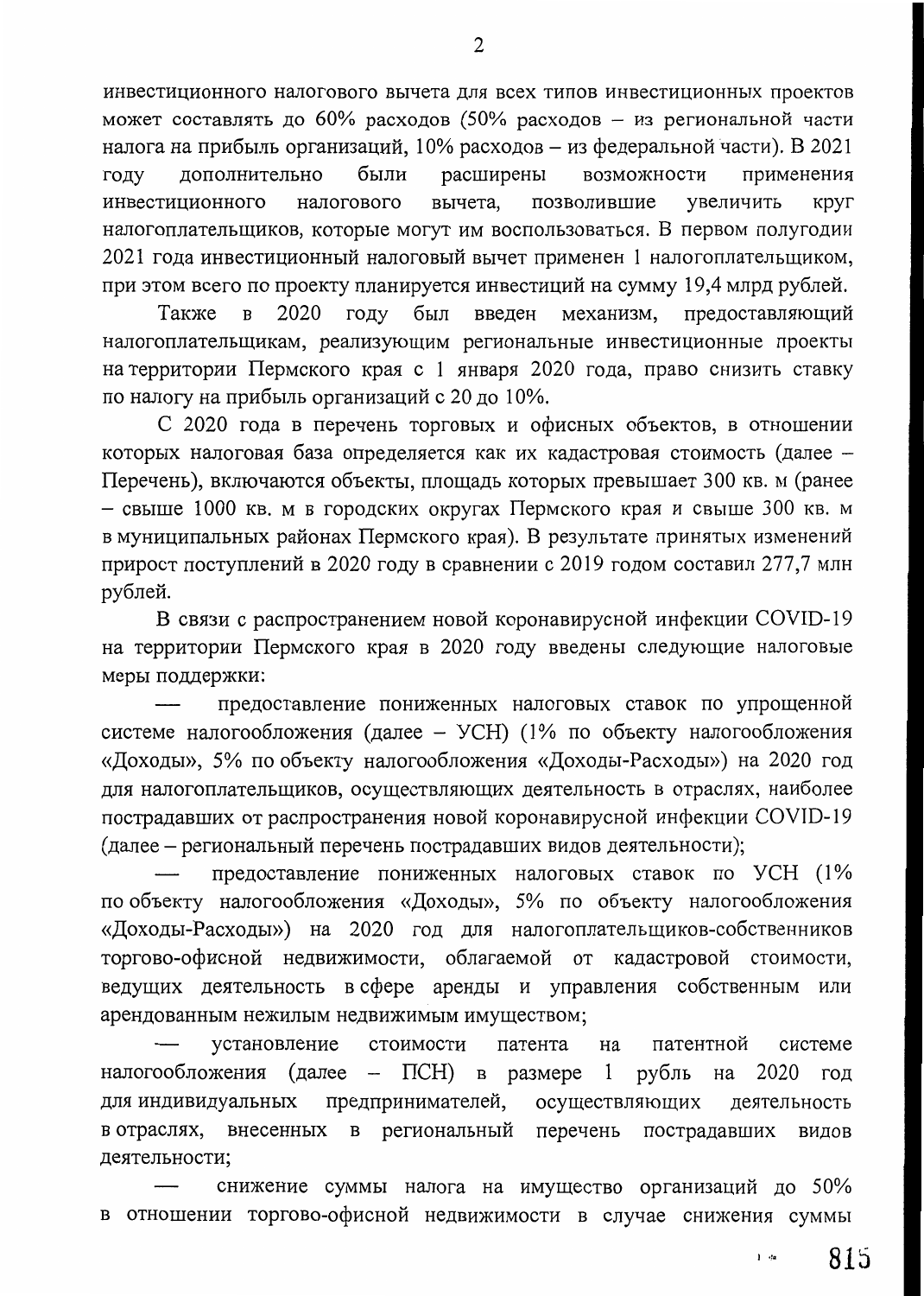инвестиционного налогового вычета для всех типов инвестиционных проектов может составлять до 60% расходов (50% расходов – из региональной части налога на прибыль организаций, 10% расходов – из федеральной части). В 2021 году дополнительно были расширены возможности применения инвестиционного налогового вычета, позволившие увеличить круг налогоплательщиков, которые могут им воспользоваться. В первом полугодии 2021 года инвестиционный налоговый вычет применен 1 налогоплательщиком, при этом всего по проекту планируется инвестиций на сумму 19,4 млрд рублей.

Также в 2020 году был введен механизм, предоставляющий налогоплательщикам, реализующим региональные инвестиционные проекты на территории Пермского края с 1 января 2020 года, право снизить ставку по налогу на прибыль организаций с 20 до 10%.

С 2020 года в перечень торговых и офисных объектов, в отношении которых налоговая база определяется как их кадастровая стоимость (далее – Перечень), включаются объекты, площадь которых превышает 300 кв. м (ранее – свыше 1000 кв. м в городских округах Пермского края и свыше 300 кв. м в муниципальных районах Пермского края). В результате принятых изменений прирост поступлений в 2020 году в сравнении с 2019 годом составил 277,7 млн рублей.

В связи с распространением новой коронавирусной инфекции COVID-19 на территории Пермского края в 2020 году введены следующие налоговые меры поддержки:

— предоставление пониженных налоговых ставок по упрощенной системе налогообложения (далее – УСН) (1% по объекту налогообложения «Доходы», 5% по объекту налогообложения «Доходы-Расходы») на 2020 год для налогоплательщиков, осуществляющих деятельность в отраслях, наиболее пострадавших от распространения новой коронавирусной инфекции COVID-19 (далее – региональный перечень пострадавших видов деятельности);

— предоставление пониженных налоговых ставок по УСН (1% по объекту налогообложения «Доходы», 5% по объекту налогообложения «Доходы-Расходы») на 2020 год для налогоплательщиков-собственников торгово-офисной недвижимости, облагаемой от кадастровой стоимости, ведущих деятельность в сфере аренды и управления собственным или арендованным нежилым недвижимым имуществом;

— установление стоимости патента на патентной системе налогообложения (далее – ПСН) в размере 1 рубль на 2020 год для индивидуальных предпринимателей, осуществляющих деятельность в отраслях, внесенных в региональный перечень пострадавших видов деятельности;

— снижение суммы налога на имущество организаций до 50% в отношении торгово-офисной недвижимости в случае снижения суммы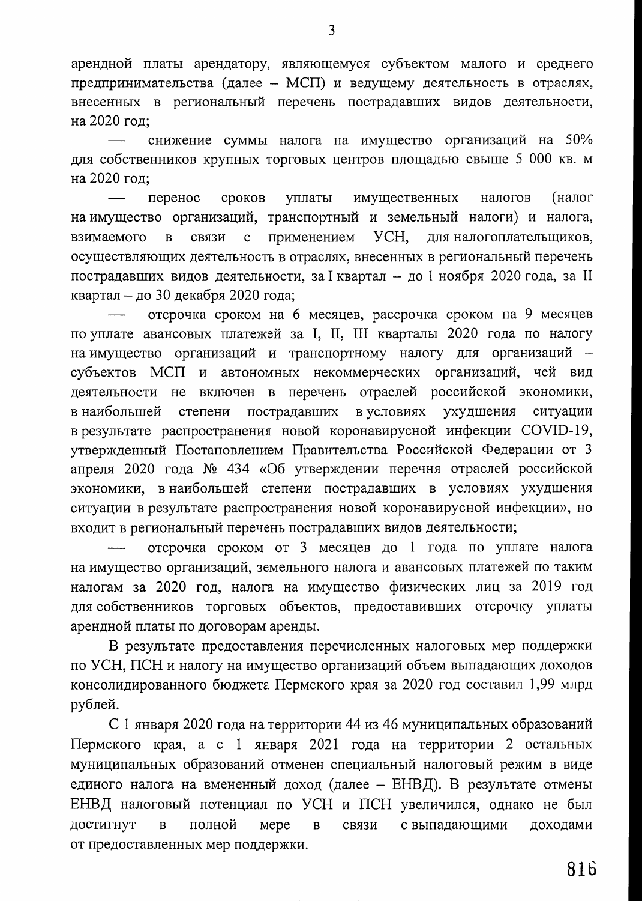арендной платы арендатору, являющемуся субъектом малого и среднего предпринимательства (далее – МСП) и ведущему деятельность в отраслях, внесенных в региональный перечень пострадавших видов деятельности, на 2020 год;

— снижение суммы налога на имущество организаций на 50% для собственников крупных торговых центров площадью свыше 5 000 кв. м на 2020 год;

— перенос сроков уплаты имущественных налогов (налог на имущество организаций, транспортный и земельный налоги) и налога, взимаемого в связи с применением УСН, для налогоплательщиков, осуществляющих деятельность в отраслях, внесенных в региональный перечень пострадавших видов деятельности, за I квартал – до 1 ноября 2020 года, за II квартал – до 30 декабря 2020 года;

— отсрочка сроком на 6 месяцев, рассрочка сроком на 9 месяцев по уплате авансовых платежей за I, II, III кварталы 2020 года по налогу на имущество организаций и транспортному налогу для организаций – субъектов МСП и автономных некоммерческих организаций, чей вид деятельности не включен в перечень отраслей российской экономики, в наибольшей степени пострадавших в условиях ухудшения ситуации в результате распространения новой коронавирусной инфекции COVID-19, утвержденный Постановлением Правительства Российской Федерации от 3 апреля 2020 года № 434 «Об утверждении перечня отраслей российской экономики, в наибольшей степени пострадавших в условиях ухудшения ситуации в результате распространения новой коронавирусной инфекции», но входит в региональный перечень пострадавших видов деятельности;

— отсрочка сроком от 3 месяцев до 1 года по уплате налога на имущество организаций, земельного налога и авансовых платежей по таким налогам за 2020 год, налога на имущество физических лиц за 2019 год для собственников торговых объектов, предоставивших отсрочку уплаты арендной платы по договорам аренды.

В результате предоставления перечисленных налоговых мер поддержки по УСН, ПСН и налогу на имущество организаций объем выпадающих доходов консолидированного бюджета Пермского края за 2020 год составил 1,99 млрд рублей.

С 1 января 2020 года на территории 44 из 46 муниципальных образований Пермского края, а с 1 января 2021 года на территории 2 остальных муниципальных образований отменен специальный налоговый режим в виде единого налога на вмененный доход (далее – ЕНВД). В результате отмены ЕНВД налоговый потенциал по УСН и ПСН увеличился, однако не был достигнут в полной мере в связи с выпадающими доходами от предоставленных мер поддержки.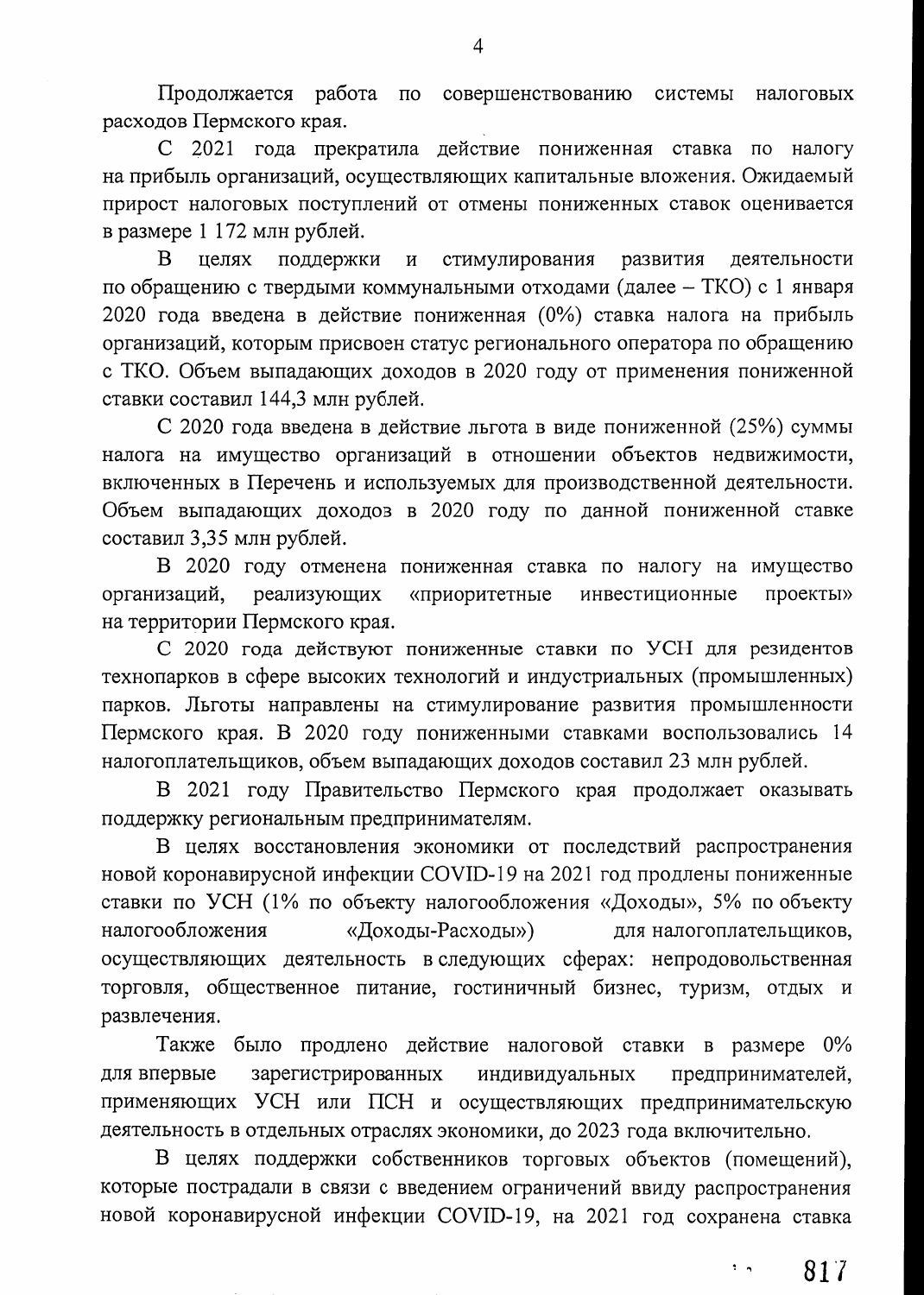Продолжается работа по совершенствованию системы налоговых расходов Пермского края.

С 2021 года прекратила действие пониженная ставка по налогу на прибыль организаций, осуществляющих капитальные вложения. Ожидаемый прирост налоговых поступлений от отмены пониженных ставок оценивается в размере 1 172 млн рублей.

В целях поддержки и стимулирования развития деятельности по обращению с твердыми коммунальными отходами (далее – ТКО) с 1 января 2020 года введена в действие пониженная (0%) ставка налога на прибыль организаций, которым присвоен статус регионального оператора по обращению с ТКО. Объем выпадающих доходов в 2020 году от применения пониженной ставки составил 144,3 млн рублей.

С 2020 года введена в действие льгота в виде пониженной (25%) суммы налога на имущество организаций в отношении объектов недвижимости, включенных в Перечень и используемых для производственной деятельности. Объем выпадающих доходов в 2020 году по данной пониженной ставке составил 3,35 млн рублей.

В 2020 году отменена пониженная ставка по налогу на имущество организаций, реализующих «приоритетные инвестиционные проекты» на территории Пермского края.

С 2020 года действуют пониженные ставки по УСН для резидентов технопарков в сфере высоких технологий и индустриальных (промышленных) парков. Льготы направлены на стимулирование развития промышленности Пермского края. В 2020 году пониженными ставками воспользовались 14 налогоплательщиков, объем выпадающих доходов составил 23 млн рублей.

В 2021 году Правительство Пермского края продолжает оказывать поддержку региональным предпринимателям.

В целях восстановления экономики от последствий распространения новой коронавирусной инфекции COVID-19 на 2021 год продлены пониженные ставки по УСН (1% по объекту налогообложения «Доходы», 5% по объекту налогообложения «Доходы-Расходы») для налогоплательщиков, осуществляющих деятельность в следующих сферах: непродовольственная торговля, общественное питание, гостиничный бизнес, туризм, отдых и развлечения.

Также было продлено действие налоговой ставки в размере 0% для впервые зарегистрированных индивидуальных предпринимателей, применяющих УСН или ПСН и осуществляющих предпринимательскую деятельность в отдельных отраслях экономики, до 2023 года включительно.

В целях поддержки собственников торговых объектов (помещений), которые пострадали в связи с введением ограничений ввиду распространения новой коронавирусной инфекции COVID-19, на 2021 год сохранена ставка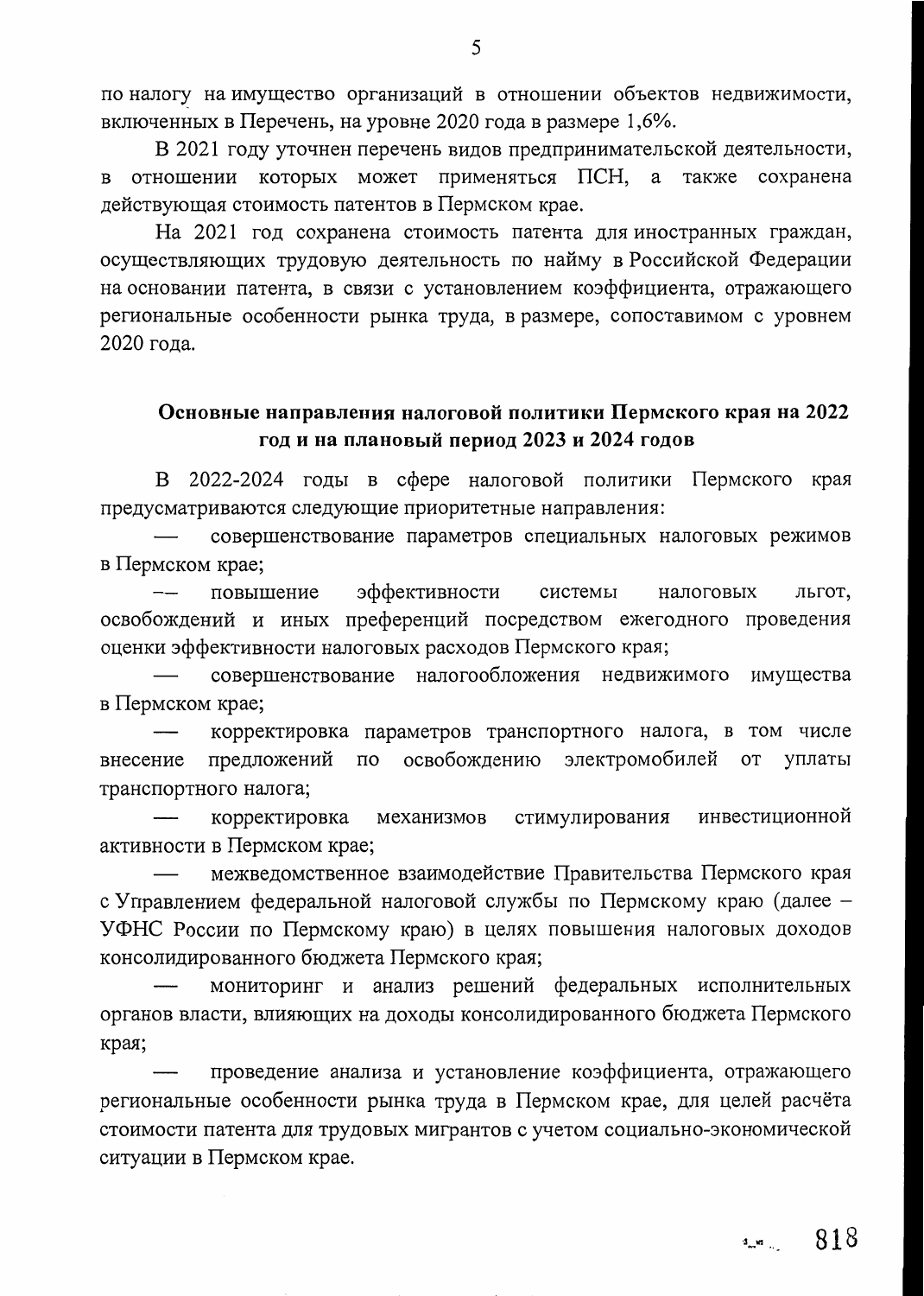по налогу на имущество организаций в отношении объектов недвижимости, включенных в Перечень, на уровне 2020 года в размере 1,6%.

В 2021 году уточнен перечень видов предпринимательской деятельности, в отношении которых может применяться ПСН, а также сохранена действующая стоимость патентов в Пермском крае.

На 2021 год сохранена стоимость патента для иностранных граждан, осуществляющих трудовую деятельность по найму в Российской Федерации на основании патента, в связи с установлением коэффициента, отражающего региональные особенности рынка труда, в размере, сопоставимом с уровнем 2020 года.

## Основные направления налоговой политики Пермского края на 2022 год и на плановый период 2023 и 2024 годов

В 2022-2024 годы в сфере налоговой политики Пермского края предусматриваются следующие приоритетные направления:

— совершенствование параметров специальных налоговых режимов в Пермском крае;

— повышение эффективности системы налоговых льгот, освобождений и иных преференций посредством ежегодного проведения оценки эффективности налоговых расходов Пермского края;

— совершенствование налогообложения недвижимого имущества в Пермском крае;

— корректировка параметров транспортного налога, в том числе внесение предложений по освобождению электромобилей от уплаты транспортного налога;

— корректировка механизмов стимулирования инвестиционной активности в Пермском крае;

— межведомственное взаимодействие Правительства Пермского края с Управлением федеральной налоговой службы по Пермскому краю (далее – УФНС России по Пермскому краю) в целях повышения налоговых доходов консолидированного бюджета Пермского края;

— мониторинг и анализ решений федеральных исполнительных органов власти, влияющих на доходы консолидированного бюджета Пермского края;

— проведение анализа и установление коэффициента, отражающего региональные особенности рынка труда в Пермском крае, для целей расчёта стоимости патента для трудовых мигрантов с учетом социально-экономической ситуации в Пермском крае.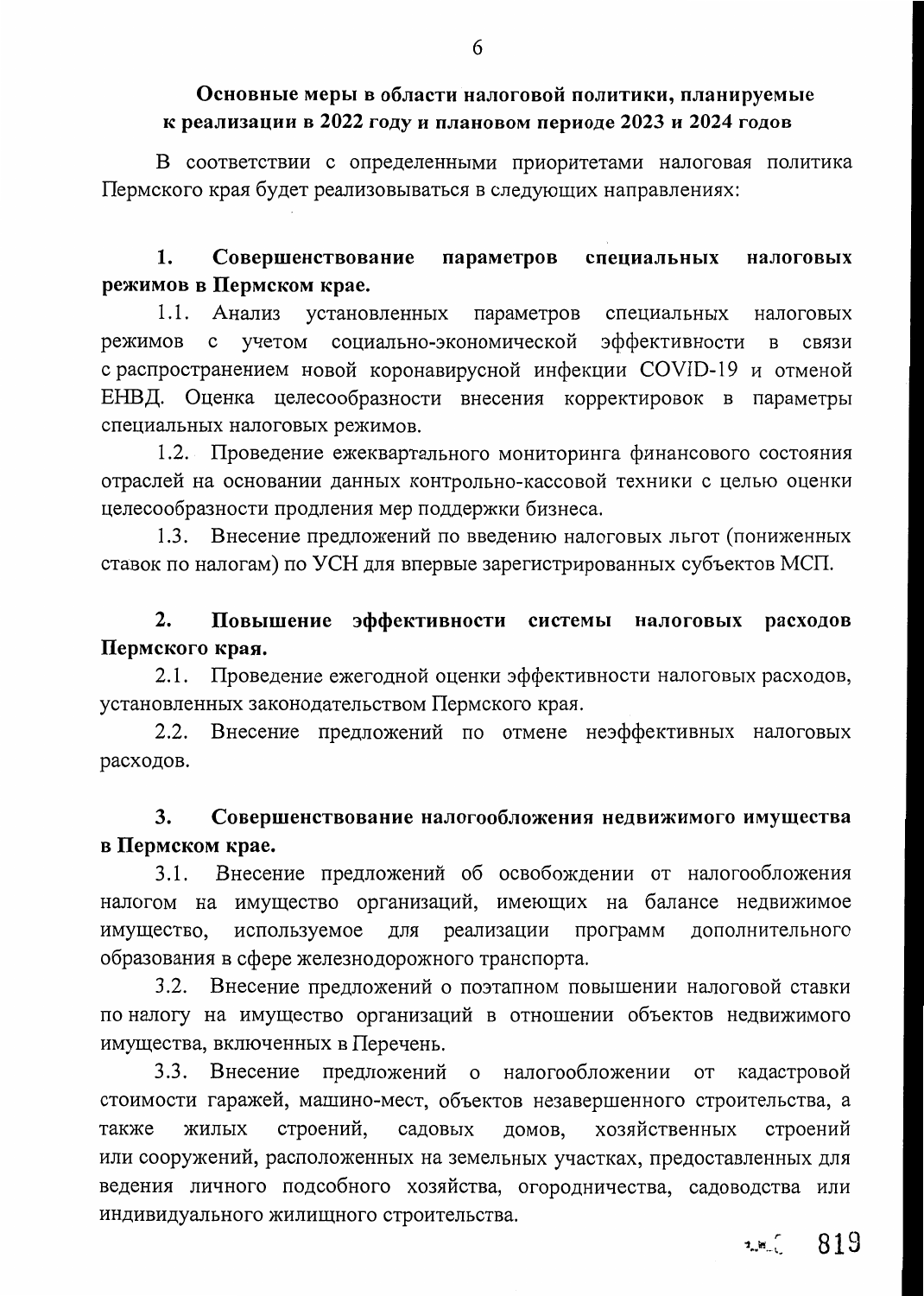## Основные меры в области налоговой политики, планируемые к реализации в 2022 году и плановом периоде 2023 и 2024 годов

В соответствии с определенными приоритетами налоговая политика Пермского края будет реализовываться в следующих направлениях:

**1. Совершенствование параметров специальных налоговых режимов в Пермском крае.**

1.1. Анализ установленных параметров специальных налоговых режимов с учетом социально-экономической эффективности в связи с распространением новой коронавирусной инфекции COVID-19 и отменой ЕНВД. Оценка целесообразности внесения корректировок в параметры специальных налоговых режимов.

1.2. Проведение ежеквартального мониторинга финансового состояния отраслей на основании данных контрольно-кассовой техники с целью оценки целесообразности продления мер поддержки бизнеса.

1.3. Внесение предложений по введению налоговых льгот (пониженных ставок по налогам) по УСН для впервые зарегистрированных субъектов МСП.

**2. Повышение эффективности системы налоговых расходов Пермского края.**

2.1. Проведение ежегодной оценки эффективности налоговых расходов, установленных законодательством Пермского края.

2.2. Внесение предложений по отмене неэффективных налоговых расходов.

**3. Совершенствование налогообложения недвижимого имущества в Пермском крае.**

3.1. Внесение предложений об освобождении от налогообложения налогом на имущество организаций, имеющих на балансе недвижимое имущество, используемое для реализации программ дополнительного образования в сфере железнодорожного транспорта.

3.2. Внесение предложений о поэтапном повышении налоговой ставки по налогу на имущество организаций в отношении объектов недвижимого имущества, включенных в Перечень.

3.3. Внесение предложений о налогообложении от кадастровой стоимости гаражей, машино-мест, объектов незавершенного строительства, а также жилых строений, садовых домов, хозяйственных строений или сооружений, расположенных на земельных участках, предоставленных для ведения личного подсобного хозяйства, огородничества, садоводства или индивидуального жилищного строительства.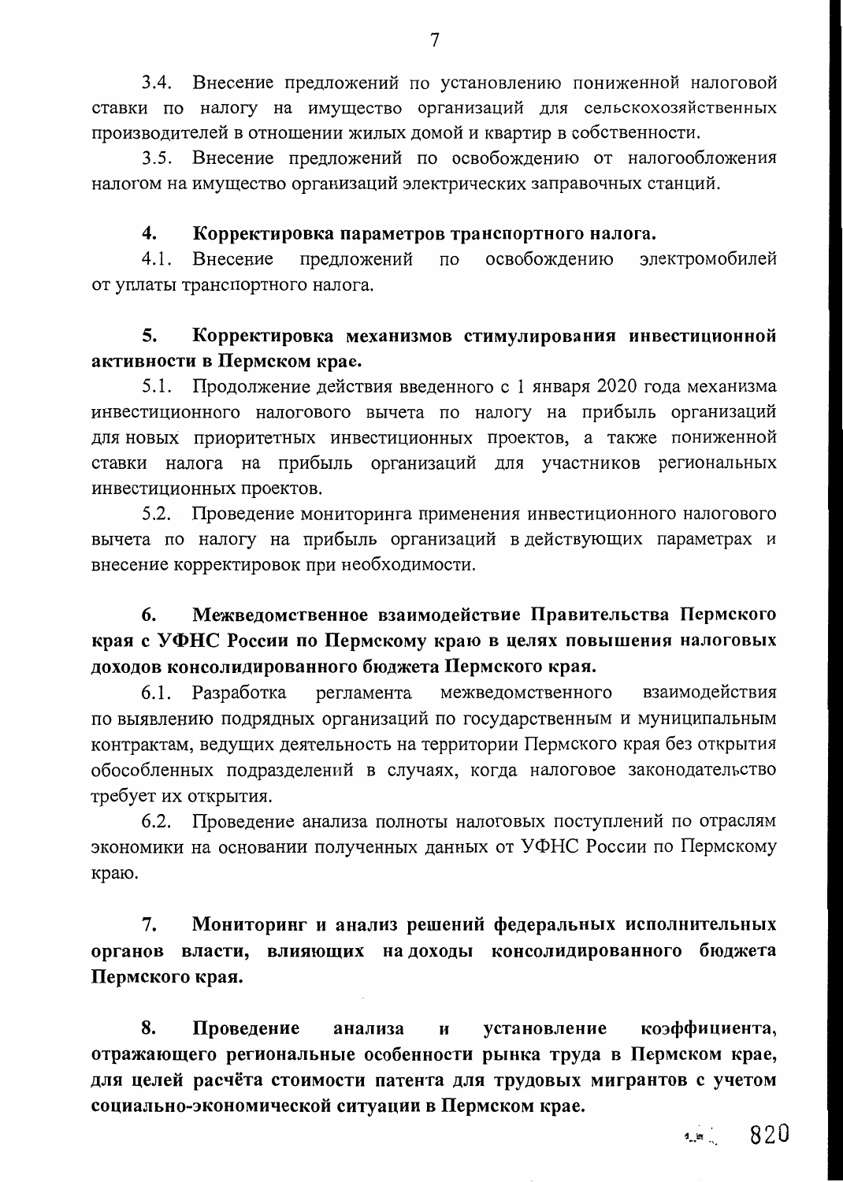3.4. Внесение предложений по установлению пониженной налоговой ставки по налогу на имущество организаций для сельскохозяйственных производителей в отношении жилых домой и квартир в собственности.

3.5. Внесение предложений по освобождению от налогообложения налогом на имущество организаций электрических заправочных станций.

**4. Корректировка параметров транспортного налога.**

4.1. Внесение предложений по освобождению электромобилей от уплаты транспортного налога.

**5. Корректировка механизмов стимулирования инвестиционной активности в Пермском крае.**

5.1. Продолжение действия введенного с 1 января 2020 года механизма инвестиционного налогового вычета по налогу на прибыль организаций для новых приоритетных инвестиционных проектов, а также пониженной ставки налога на прибыль организаций для участников региональных инвестиционных проектов.

5.2. Проведение мониторинга применения инвестиционного налогового вычета по налогу на прибыль организаций в действующих параметрах и внесение корректировок при необходимости.

**6. Межведомственное взаимодействие Правительства Пермского края с УФНС России по Пермскому краю в целях повышения налоговых доходов консолидированного бюджета Пермского края.**

6.1. Разработка регламента межведомственного взаимодействия по выявлению подрядных организаций по государственным и муниципальным контрактам, ведущих деятельность на территории Пермского края без открытия обособленных подразделений в случаях, когда налоговое законодательство требует их открытия.

6.2. Проведение анализа полноты налоговых поступлений по отраслям экономики на основании полученных данных от УФНС России по Пермскому краю.

**7. Мониторинг и анализ решений федеральных исполнительных органов власти, влияющих на доходы консолидированного бюджета Пермского края.**

**8. Проведение анализа и установление коэффициента, отражающего региональные особенности рынка труда в Пермском крае, для целей расчёта стоимости патента для трудовых мигрантов с учетом социально-экономической ситуации в Пермском крае.**